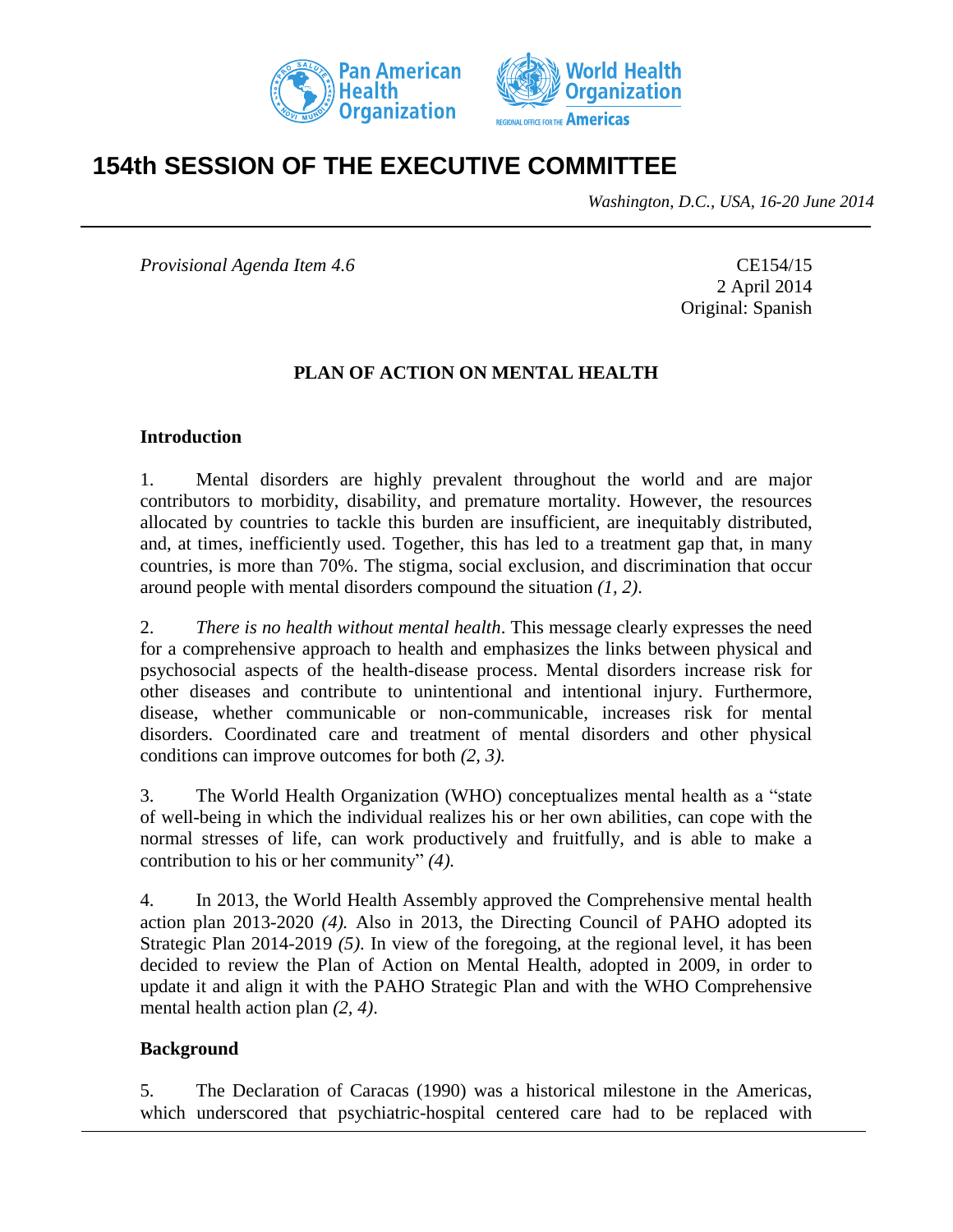# 154th SESSION OF THE EXECUTIVE COMMITTEE

*Washington, D.C., USA, 16-20 June 2014*

*Provisional Agenda Item 4.6*

CE154/15
2 April 2014
Original: Spanish

## PLAN OF ACTION ON MENTAL HEALTH

### Introduction

1. Mental disorders are highly prevalent throughout the world and are major contributors to morbidity, disability, and premature mortality. However, the resources allocated by countries to tackle this burden are insufficient, are inequitably distributed, and, at times, inefficiently used. Together, this has led to a treatment gap that, in many countries, is more than 70%. The stigma, social exclusion, and discrimination that occur around people with mental disorders compound the situation *(1, 2)*.

2. *There is no health without mental health*. This message clearly expresses the need for a comprehensive approach to health and emphasizes the links between physical and psychosocial aspects of the health-disease process. Mental disorders increase risk for other diseases and contribute to unintentional and intentional injury. Furthermore, disease, whether communicable or non-communicable, increases risk for mental disorders. Coordinated care and treatment of mental disorders and other physical conditions can improve outcomes for both *(2, 3).*

3. The World Health Organization (WHO) conceptualizes mental health as a "state of well-being in which the individual realizes his or her own abilities, can cope with the normal stresses of life, can work productively and fruitfully, and is able to make a contribution to his or her community" *(4).*

4. In 2013, the World Health Assembly approved the Comprehensive mental health action plan 2013-2020 *(4).* Also in 2013, the Directing Council of PAHO adopted its Strategic Plan 2014-2019 *(5).* In view of the foregoing, at the regional level, it has been decided to review the Plan of Action on Mental Health, adopted in 2009, in order to update it and align it with the PAHO Strategic Plan and with the WHO Comprehensive mental health action plan *(2, 4)*.

### Background

5. The Declaration of Caracas (1990) was a historical milestone in the Americas, which underscored that psychiatric-hospital centered care had to be replaced with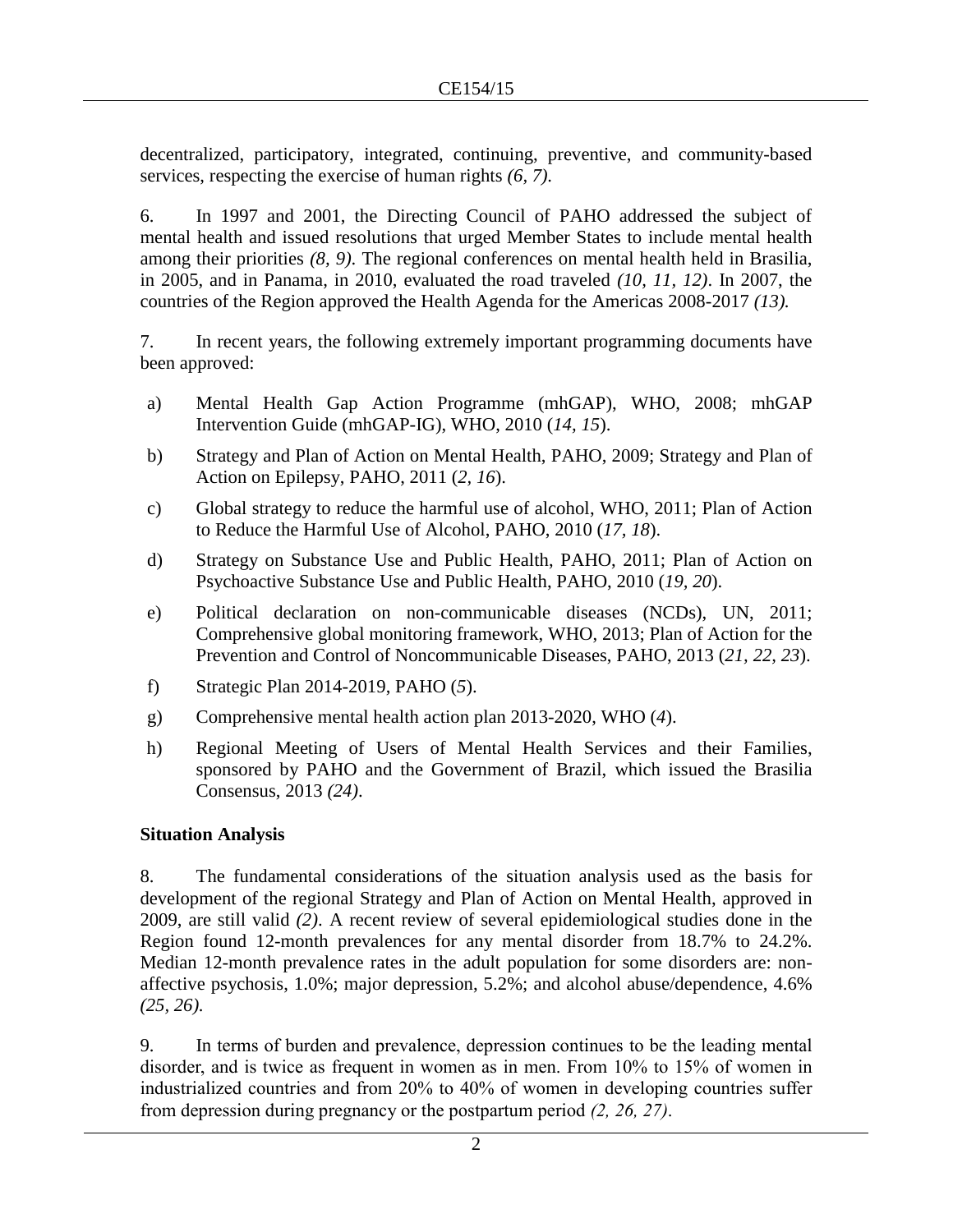decentralized, participatory, integrated, continuing, preventive, and community-based services, respecting the exercise of human rights *(6, 7).*

6. In 1997 and 2001, the Directing Council of PAHO addressed the subject of mental health and issued resolutions that urged Member States to include mental health among their priorities *(8, 9)*. The regional conferences on mental health held in Brasilia, in 2005, and in Panama, in 2010, evaluated the road traveled *(10, 11, 12)*. In 2007, the countries of the Region approved the Health Agenda for the Americas 2008-2017 *(13).*

7. In recent years, the following extremely important programming documents have been approved:

a) Mental Health Gap Action Programme (mhGAP), WHO, 2008; mhGAP Intervention Guide (mhGAP-IG), WHO, 2010 (*14, 15*).

b) Strategy and Plan of Action on Mental Health, PAHO, 2009; Strategy and Plan of Action on Epilepsy, PAHO, 2011 (*2, 16*).

c) Global strategy to reduce the harmful use of alcohol, WHO, 2011; Plan of Action to Reduce the Harmful Use of Alcohol, PAHO, 2010 (*17, 18*).

d) Strategy on Substance Use and Public Health, PAHO, 2011; Plan of Action on Psychoactive Substance Use and Public Health, PAHO, 2010 (*19, 20*).

e) Political declaration on non-communicable diseases (NCDs), UN, 2011; Comprehensive global monitoring framework, WHO, 2013; Plan of Action for the Prevention and Control of Noncommunicable Diseases, PAHO, 2013 (*21, 22, 23*).

f) Strategic Plan 2014-2019, PAHO (*5*).

g) Comprehensive mental health action plan 2013-2020, WHO (*4*).

h) Regional Meeting of Users of Mental Health Services and their Families, sponsored by PAHO and the Government of Brazil, which issued the Brasilia Consensus, 2013 *(24)*.

**Situation Analysis**

8. The fundamental considerations of the situation analysis used as the basis for development of the regional Strategy and Plan of Action on Mental Health, approved in 2009, are still valid *(2)*. A recent review of several epidemiological studies done in the Region found 12-month prevalences for any mental disorder from 18.7% to 24.2%. Median 12-month prevalence rates in the adult population for some disorders are: non-affective psychosis, 1.0%; major depression, 5.2%; and alcohol abuse/dependence, 4.6% *(25, 26).*

9. In terms of burden and prevalence, depression continues to be the leading mental disorder, and is twice as frequent in women as in men. From 10% to 15% of women in industrialized countries and from 20% to 40% of women in developing countries suffer from depression during pregnancy or the postpartum period *(2, 26, 27)*.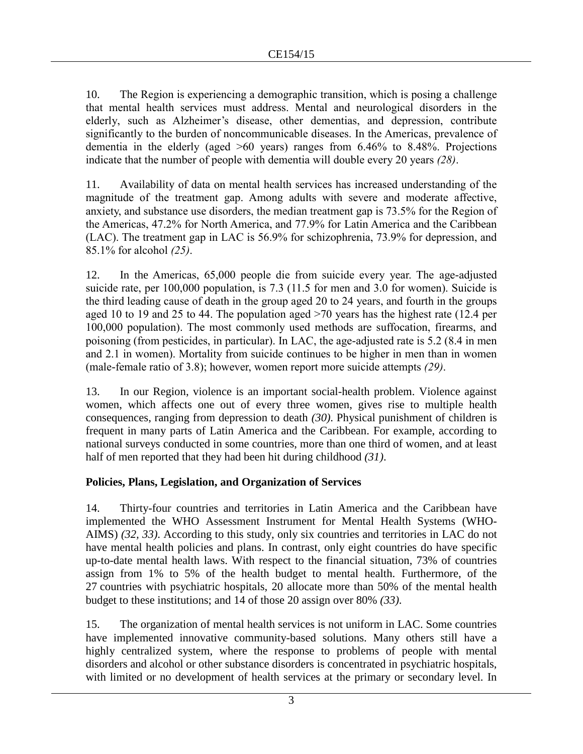10. The Region is experiencing a demographic transition, which is posing a challenge that mental health services must address. Mental and neurological disorders in the elderly, such as Alzheimer's disease, other dementias, and depression, contribute significantly to the burden of noncommunicable diseases. In the Americas, prevalence of dementia in the elderly (aged >60 years) ranges from 6.46% to 8.48%. Projections indicate that the number of people with dementia will double every 20 years *(28)*.

11. Availability of data on mental health services has increased understanding of the magnitude of the treatment gap. Among adults with severe and moderate affective, anxiety, and substance use disorders, the median treatment gap is 73.5% for the Region of the Americas, 47.2% for North America, and 77.9% for Latin America and the Caribbean (LAC). The treatment gap in LAC is 56.9% for schizophrenia, 73.9% for depression, and 85.1% for alcohol *(25)*.

12. In the Americas, 65,000 people die from suicide every year. The age-adjusted suicide rate, per 100,000 population, is 7.3 (11.5 for men and 3.0 for women). Suicide is the third leading cause of death in the group aged 20 to 24 years, and fourth in the groups aged 10 to 19 and 25 to 44. The population aged >70 years has the highest rate (12.4 per 100,000 population). The most commonly used methods are suffocation, firearms, and poisoning (from pesticides, in particular). In LAC, the age-adjusted rate is 5.2 (8.4 in men and 2.1 in women). Mortality from suicide continues to be higher in men than in women (male-female ratio of 3.8); however, women report more suicide attempts *(29)*.

13. In our Region, violence is an important social-health problem. Violence against women, which affects one out of every three women, gives rise to multiple health consequences, ranging from depression to death *(30)*. Physical punishment of children is frequent in many parts of Latin America and the Caribbean. For example, according to national surveys conducted in some countries, more than one third of women, and at least half of men reported that they had been hit during childhood *(31)*.

**Policies, Plans, Legislation, and Organization of Services**

14. Thirty-four countries and territories in Latin America and the Caribbean have implemented the WHO Assessment Instrument for Mental Health Systems (WHO-AIMS) *(32, 33)*. According to this study, only six countries and territories in LAC do not have mental health policies and plans. In contrast, only eight countries do have specific up-to-date mental health laws. With respect to the financial situation, 73% of countries assign from 1% to 5% of the health budget to mental health. Furthermore, of the 27 countries with psychiatric hospitals, 20 allocate more than 50% of the mental health budget to these institutions; and 14 of those 20 assign over 80% *(33)*.

15. The organization of mental health services is not uniform in LAC. Some countries have implemented innovative community-based solutions. Many others still have a highly centralized system, where the response to problems of people with mental disorders and alcohol or other substance disorders is concentrated in psychiatric hospitals, with limited or no development of health services at the primary or secondary level. In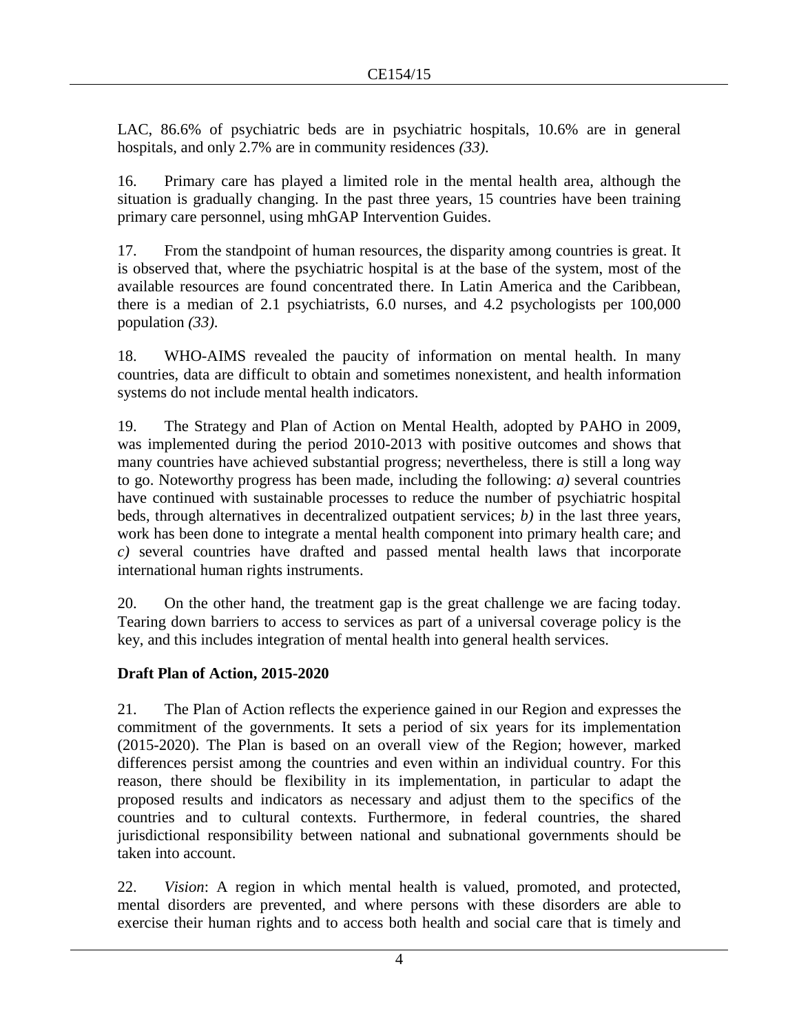LAC, 86.6% of psychiatric beds are in psychiatric hospitals, 10.6% are in general hospitals, and only 2.7% are in community residences *(33)*.

16. Primary care has played a limited role in the mental health area, although the situation is gradually changing. In the past three years, 15 countries have been training primary care personnel, using mhGAP Intervention Guides.

17. From the standpoint of human resources, the disparity among countries is great. It is observed that, where the psychiatric hospital is at the base of the system, most of the available resources are found concentrated there. In Latin America and the Caribbean, there is a median of 2.1 psychiatrists, 6.0 nurses, and 4.2 psychologists per 100,000 population *(33)*.

18. WHO-AIMS revealed the paucity of information on mental health. In many countries, data are difficult to obtain and sometimes nonexistent, and health information systems do not include mental health indicators.

19. The Strategy and Plan of Action on Mental Health, adopted by PAHO in 2009, was implemented during the period 2010-2013 with positive outcomes and shows that many countries have achieved substantial progress; nevertheless, there is still a long way to go. Noteworthy progress has been made, including the following: *a)* several countries have continued with sustainable processes to reduce the number of psychiatric hospital beds, through alternatives in decentralized outpatient services; *b)* in the last three years, work has been done to integrate a mental health component into primary health care; and *c)* several countries have drafted and passed mental health laws that incorporate international human rights instruments.

20. On the other hand, the treatment gap is the great challenge we are facing today. Tearing down barriers to access to services as part of a universal coverage policy is the key, and this includes integration of mental health into general health services.

**Draft Plan of Action, 2015-2020**

21. The Plan of Action reflects the experience gained in our Region and expresses the commitment of the governments. It sets a period of six years for its implementation (2015-2020). The Plan is based on an overall view of the Region; however, marked differences persist among the countries and even within an individual country. For this reason, there should be flexibility in its implementation, in particular to adapt the proposed results and indicators as necessary and adjust them to the specifics of the countries and to cultural contexts. Furthermore, in federal countries, the shared jurisdictional responsibility between national and subnational governments should be taken into account.

22. *Vision*: A region in which mental health is valued, promoted, and protected, mental disorders are prevented, and where persons with these disorders are able to exercise their human rights and to access both health and social care that is timely and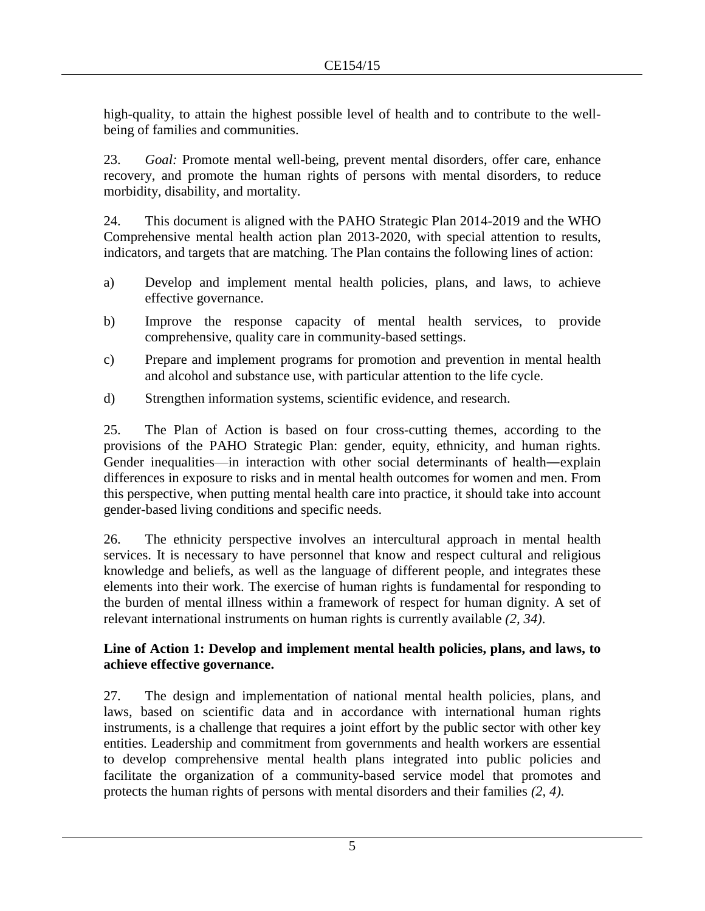high-quality, to attain the highest possible level of health and to contribute to the well-being of families and communities.

23. *Goal:* Promote mental well-being, prevent mental disorders, offer care, enhance recovery, and promote the human rights of persons with mental disorders, to reduce morbidity, disability, and mortality.

24. This document is aligned with the PAHO Strategic Plan 2014-2019 and the WHO Comprehensive mental health action plan 2013-2020, with special attention to results, indicators, and targets that are matching. The Plan contains the following lines of action:

a) Develop and implement mental health policies, plans, and laws, to achieve effective governance.

b) Improve the response capacity of mental health services, to provide comprehensive, quality care in community-based settings.

c) Prepare and implement programs for promotion and prevention in mental health and alcohol and substance use, with particular attention to the life cycle.

d) Strengthen information systems, scientific evidence, and research.

25. The Plan of Action is based on four cross-cutting themes, according to the provisions of the PAHO Strategic Plan: gender, equity, ethnicity, and human rights. Gender inequalities—in interaction with other social determinants of health―explain differences in exposure to risks and in mental health outcomes for women and men. From this perspective, when putting mental health care into practice, it should take into account gender-based living conditions and specific needs.

26. The ethnicity perspective involves an intercultural approach in mental health services. It is necessary to have personnel that know and respect cultural and religious knowledge and beliefs, as well as the language of different people, and integrates these elements into their work. The exercise of human rights is fundamental for responding to the burden of mental illness within a framework of respect for human dignity. A set of relevant international instruments on human rights is currently available *(2, 34)*.

**Line of Action 1: Develop and implement mental health policies, plans, and laws, to achieve effective governance.**

27. The design and implementation of national mental health policies, plans, and laws, based on scientific data and in accordance with international human rights instruments, is a challenge that requires a joint effort by the public sector with other key entities. Leadership and commitment from governments and health workers are essential to develop comprehensive mental health plans integrated into public policies and facilitate the organization of a community-based service model that promotes and protects the human rights of persons with mental disorders and their families *(2, 4).*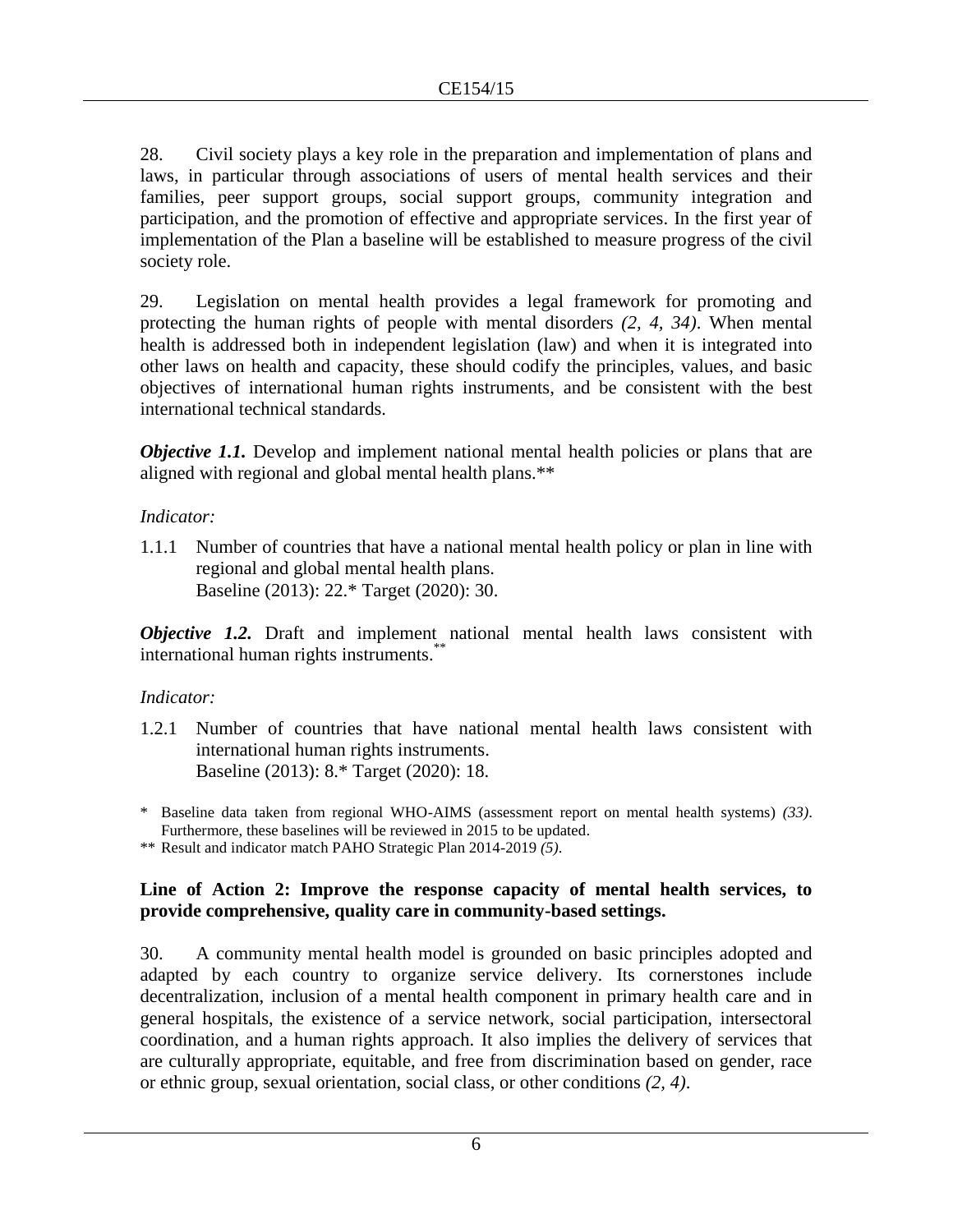28. Civil society plays a key role in the preparation and implementation of plans and laws, in particular through associations of users of mental health services and their families, peer support groups, social support groups, community integration and participation, and the promotion of effective and appropriate services. In the first year of implementation of the Plan a baseline will be established to measure progress of the civil society role.

29. Legislation on mental health provides a legal framework for promoting and protecting the human rights of people with mental disorders *(2, 4, 34)*. When mental health is addressed both in independent legislation (law) and when it is integrated into other laws on health and capacity, these should codify the principles, values, and basic objectives of international human rights instruments, and be consistent with the best international technical standards.

***Objective 1.1.*** Develop and implement national mental health policies or plans that are aligned with regional and global mental health plans.**

*Indicator:*

1.1.1 Number of countries that have a national mental health policy or plan in line with regional and global mental health plans.
Baseline (2013): 22.* Target (2020): 30.

***Objective 1.2.*** Draft and implement national mental health laws consistent with international human rights instruments.**

*Indicator:*

1.2.1 Number of countries that have national mental health laws consistent with international human rights instruments.
Baseline (2013): 8.* Target (2020): 18.

\* Baseline data taken from regional WHO-AIMS (assessment report on mental health systems) *(33)*. Furthermore, these baselines will be reviewed in 2015 to be updated.

** Result and indicator match PAHO Strategic Plan 2014-2019 *(5)*.

**Line of Action 2: Improve the response capacity of mental health services, to provide comprehensive, quality care in community-based settings.**

30. A community mental health model is grounded on basic principles adopted and adapted by each country to organize service delivery. Its cornerstones include decentralization, inclusion of a mental health component in primary health care and in general hospitals, the existence of a service network, social participation, intersectoral coordination, and a human rights approach. It also implies the delivery of services that are culturally appropriate, equitable, and free from discrimination based on gender, race or ethnic group, sexual orientation, social class, or other conditions *(2, 4)*.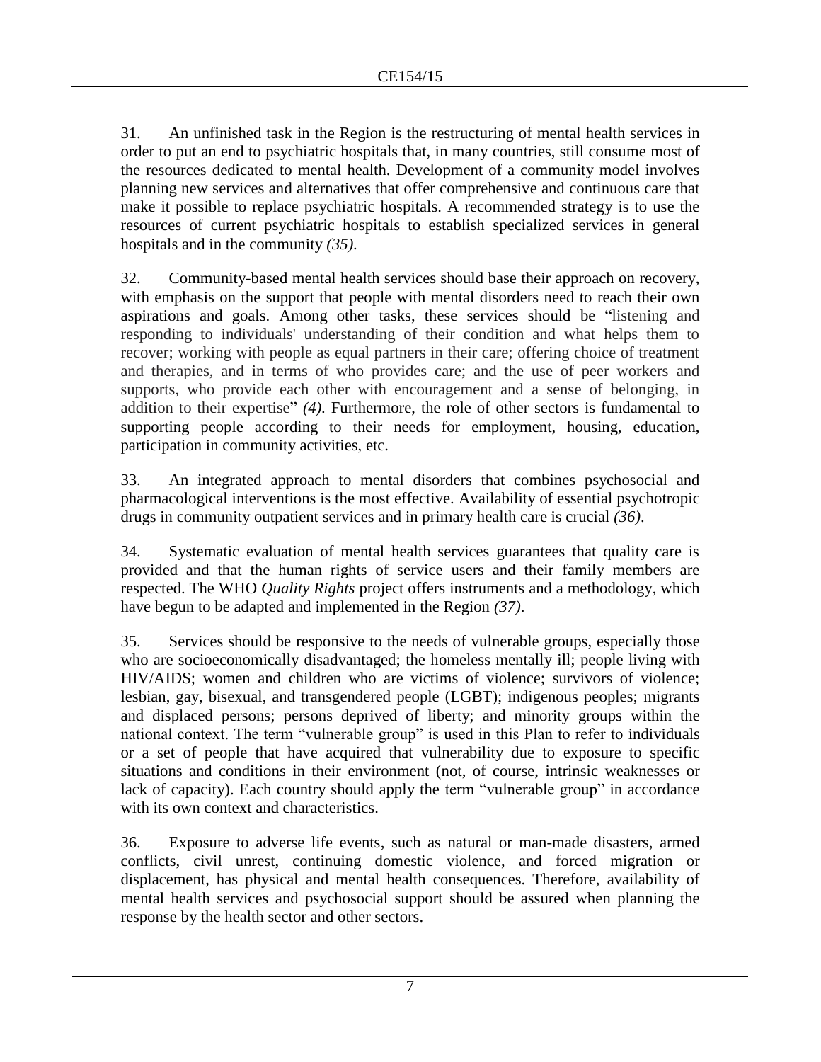31. An unfinished task in the Region is the restructuring of mental health services in order to put an end to psychiatric hospitals that, in many countries, still consume most of the resources dedicated to mental health. Development of a community model involves planning new services and alternatives that offer comprehensive and continuous care that make it possible to replace psychiatric hospitals. A recommended strategy is to use the resources of current psychiatric hospitals to establish specialized services in general hospitals and in the community *(35)*.

32. Community-based mental health services should base their approach on recovery, with emphasis on the support that people with mental disorders need to reach their own aspirations and goals. Among other tasks, these services should be "listening and responding to individuals' understanding of their condition and what helps them to recover; working with people as equal partners in their care; offering choice of treatment and therapies, and in terms of who provides care; and the use of peer workers and supports, who provide each other with encouragement and a sense of belonging, in addition to their expertise" *(4)*. Furthermore, the role of other sectors is fundamental to supporting people according to their needs for employment, housing, education, participation in community activities, etc.

33. An integrated approach to mental disorders that combines psychosocial and pharmacological interventions is the most effective. Availability of essential psychotropic drugs in community outpatient services and in primary health care is crucial *(36)*.

34. Systematic evaluation of mental health services guarantees that quality care is provided and that the human rights of service users and their family members are respected. The WHO *Quality Rights* project offers instruments and a methodology, which have begun to be adapted and implemented in the Region *(37)*.

35. Services should be responsive to the needs of vulnerable groups, especially those who are socioeconomically disadvantaged; the homeless mentally ill; people living with HIV/AIDS; women and children who are victims of violence; survivors of violence; lesbian, gay, bisexual, and transgendered people (LGBT); indigenous peoples; migrants and displaced persons; persons deprived of liberty; and minority groups within the national context. The term "vulnerable group" is used in this Plan to refer to individuals or a set of people that have acquired that vulnerability due to exposure to specific situations and conditions in their environment (not, of course, intrinsic weaknesses or lack of capacity). Each country should apply the term "vulnerable group" in accordance with its own context and characteristics.

36. Exposure to adverse life events, such as natural or man-made disasters, armed conflicts, civil unrest, continuing domestic violence, and forced migration or displacement, has physical and mental health consequences. Therefore, availability of mental health services and psychosocial support should be assured when planning the response by the health sector and other sectors.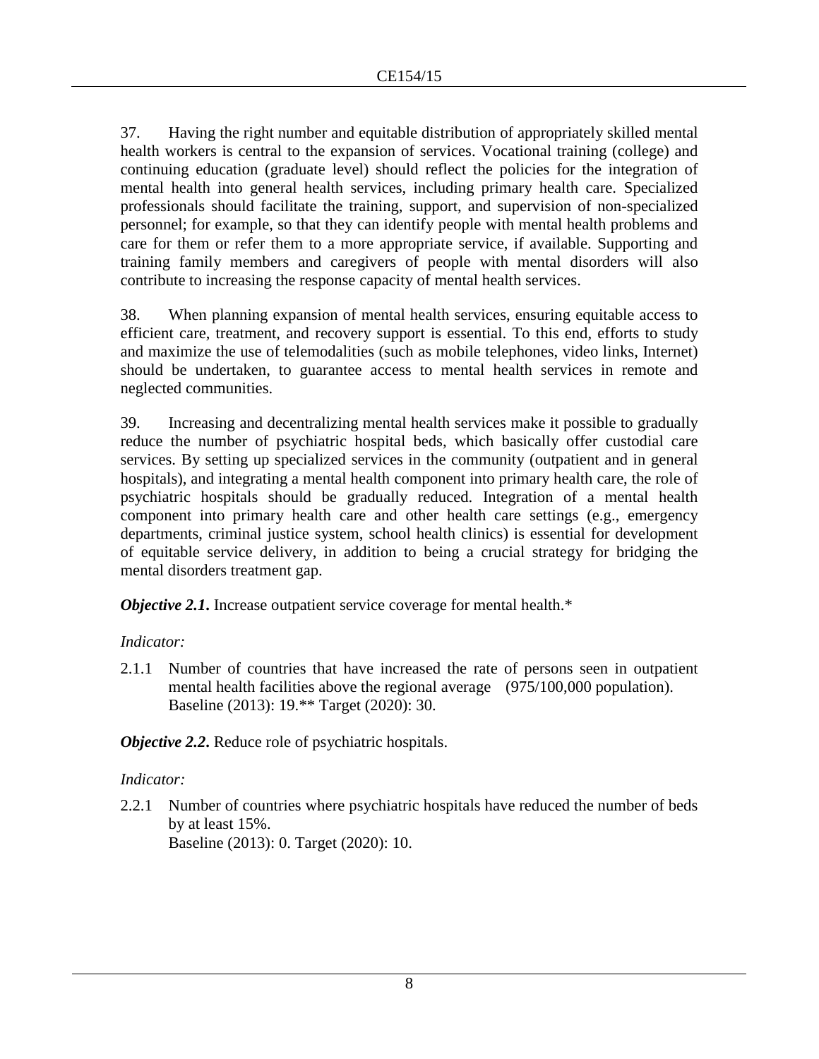37. Having the right number and equitable distribution of appropriately skilled mental health workers is central to the expansion of services. Vocational training (college) and continuing education (graduate level) should reflect the policies for the integration of mental health into general health services, including primary health care. Specialized professionals should facilitate the training, support, and supervision of non-specialized personnel; for example, so that they can identify people with mental health problems and care for them or refer them to a more appropriate service, if available. Supporting and training family members and caregivers of people with mental disorders will also contribute to increasing the response capacity of mental health services.

38. When planning expansion of mental health services, ensuring equitable access to efficient care, treatment, and recovery support is essential. To this end, efforts to study and maximize the use of telemodalities (such as mobile telephones, video links, Internet) should be undertaken, to guarantee access to mental health services in remote and neglected communities.

39. Increasing and decentralizing mental health services make it possible to gradually reduce the number of psychiatric hospital beds, which basically offer custodial care services. By setting up specialized services in the community (outpatient and in general hospitals), and integrating a mental health component into primary health care, the role of psychiatric hospitals should be gradually reduced. Integration of a mental health component into primary health care and other health care settings (e.g., emergency departments, criminal justice system, school health clinics) is essential for development of equitable service delivery, in addition to being a crucial strategy for bridging the mental disorders treatment gap.

***Objective 2.1*.** Increase outpatient service coverage for mental health.*

*Indicator:*

2.1.1 Number of countries that have increased the rate of persons seen in outpatient mental health facilities above the regional average (975/100,000 population).
Baseline (2013): 19.** Target (2020): 30.

***Objective 2.2*.** Reduce role of psychiatric hospitals.

*Indicator:*

2.2.1 Number of countries where psychiatric hospitals have reduced the number of beds by at least 15%.
Baseline (2013): 0. Target (2020): 10.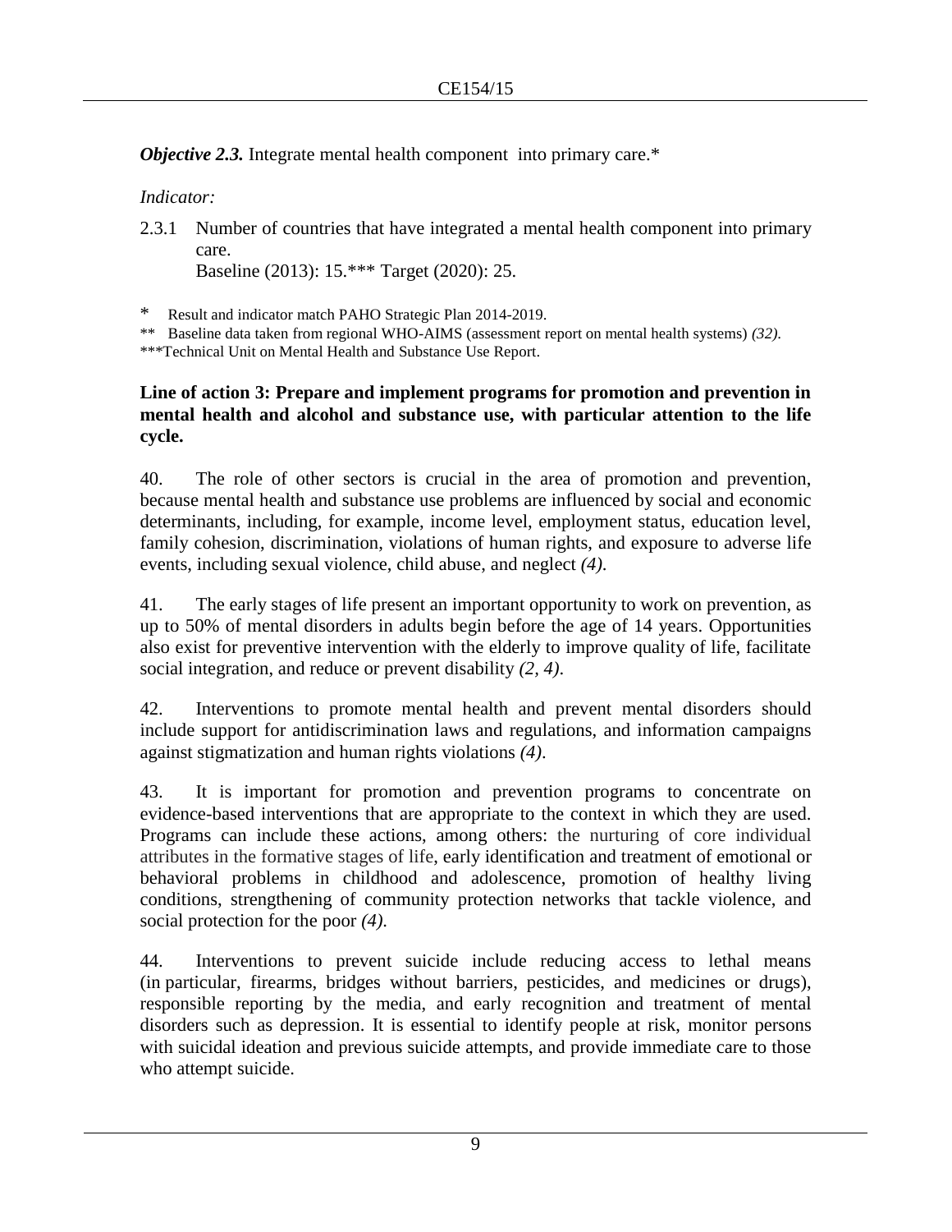***Objective 2.3.*** Integrate mental health component into primary care.*

*Indicator:*

2.3.1 Number of countries that have integrated a mental health component into primary care.
Baseline (2013): 15.*** Target (2020): 25.

\* Result and indicator match PAHO Strategic Plan 2014-2019.
** Baseline data taken from regional WHO-AIMS (assessment report on mental health systems) *(32)*.
***Technical Unit on Mental Health and Substance Use Report.

**Line of action 3: Prepare and implement programs for promotion and prevention in mental health and alcohol and substance use, with particular attention to the life cycle.**

40. The role of other sectors is crucial in the area of promotion and prevention, because mental health and substance use problems are influenced by social and economic determinants, including, for example, income level, employment status, education level, family cohesion, discrimination, violations of human rights, and exposure to adverse life events, including sexual violence, child abuse, and neglect *(4)*.

41. The early stages of life present an important opportunity to work on prevention, as up to 50% of mental disorders in adults begin before the age of 14 years. Opportunities also exist for preventive intervention with the elderly to improve quality of life, facilitate social integration, and reduce or prevent disability *(2, 4)*.

42. Interventions to promote mental health and prevent mental disorders should include support for antidiscrimination laws and regulations, and information campaigns against stigmatization and human rights violations *(4)*.

43. It is important for promotion and prevention programs to concentrate on evidence-based interventions that are appropriate to the context in which they are used. Programs can include these actions, among others: the nurturing of core individual attributes in the formative stages of life, early identification and treatment of emotional or behavioral problems in childhood and adolescence, promotion of healthy living conditions, strengthening of community protection networks that tackle violence, and social protection for the poor *(4)*.

44. Interventions to prevent suicide include reducing access to lethal means (in particular, firearms, bridges without barriers, pesticides, and medicines or drugs), responsible reporting by the media, and early recognition and treatment of mental disorders such as depression. It is essential to identify people at risk, monitor persons with suicidal ideation and previous suicide attempts, and provide immediate care to those who attempt suicide.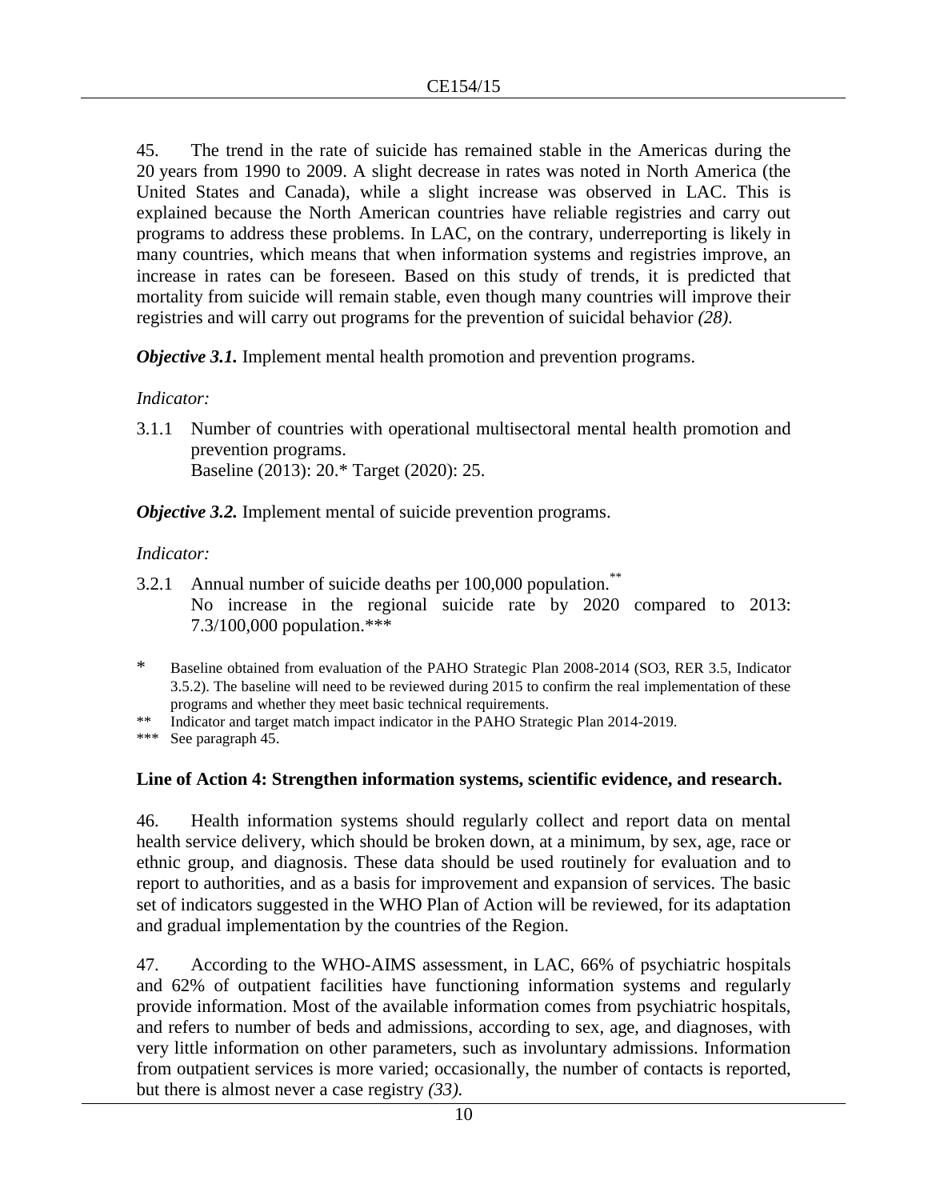45. The trend in the rate of suicide has remained stable in the Americas during the 20 years from 1990 to 2009. A slight decrease in rates was noted in North America (the United States and Canada), while a slight increase was observed in LAC. This is explained because the North American countries have reliable registries and carry out programs to address these problems. In LAC, on the contrary, underreporting is likely in many countries, which means that when information systems and registries improve, an increase in rates can be foreseen. Based on this study of trends, it is predicted that mortality from suicide will remain stable, even though many countries will improve their registries and will carry out programs for the prevention of suicidal behavior *(28).*

***Objective 3.1.*** Implement mental health promotion and prevention programs.

*Indicator:*

3.1.1 Number of countries with operational multisectoral mental health promotion and prevention programs.
Baseline (2013): 20.* Target (2020): 25.

***Objective 3.2.*** Implement mental of suicide prevention programs.

*Indicator:*

3.2.1 Annual number of suicide deaths per 100,000 population.**
No increase in the regional suicide rate by 2020 compared to 2013: 7.3/100,000 population.***

\* Baseline obtained from evaluation of the PAHO Strategic Plan 2008-2014 (SO3, RER 3.5, Indicator 3.5.2). The baseline will need to be reviewed during 2015 to confirm the real implementation of these programs and whether they meet basic technical requirements.

\** Indicator and target match impact indicator in the PAHO Strategic Plan 2014-2019.

\*** See paragraph 45.

**Line of Action 4: Strengthen information systems, scientific evidence, and research.**

46. Health information systems should regularly collect and report data on mental health service delivery, which should be broken down, at a minimum, by sex, age, race or ethnic group, and diagnosis. These data should be used routinely for evaluation and to report to authorities, and as a basis for improvement and expansion of services. The basic set of indicators suggested in the WHO Plan of Action will be reviewed, for its adaptation and gradual implementation by the countries of the Region.

47. According to the WHO-AIMS assessment, in LAC, 66% of psychiatric hospitals and 62% of outpatient facilities have functioning information systems and regularly provide information. Most of the available information comes from psychiatric hospitals, and refers to number of beds and admissions, according to sex, age, and diagnoses, with very little information on other parameters, such as involuntary admissions. Information from outpatient services is more varied; occasionally, the number of contacts is reported, but there is almost never a case registry *(33).*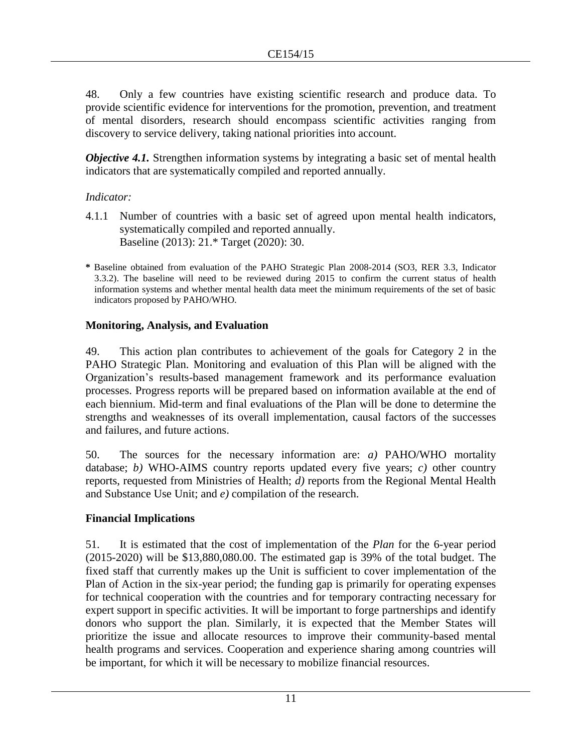48. Only a few countries have existing scientific research and produce data. To provide scientific evidence for interventions for the promotion, prevention, and treatment of mental disorders, research should encompass scientific activities ranging from discovery to service delivery, taking national priorities into account.

***Objective 4.1.*** Strengthen information systems by integrating a basic set of mental health indicators that are systematically compiled and reported annually.

*Indicator:*

4.1.1 Number of countries with a basic set of agreed upon mental health indicators, systematically compiled and reported annually.
Baseline (2013): 21.* Target (2020): 30.

\* Baseline obtained from evaluation of the PAHO Strategic Plan 2008-2014 (SO3, RER 3.3, Indicator 3.3.2). The baseline will need to be reviewed during 2015 to confirm the current status of health information systems and whether mental health data meet the minimum requirements of the set of basic indicators proposed by PAHO/WHO.

## Monitoring, Analysis, and Evaluation

49. This action plan contributes to achievement of the goals for Category 2 in the PAHO Strategic Plan. Monitoring and evaluation of this Plan will be aligned with the Organization's results-based management framework and its performance evaluation processes. Progress reports will be prepared based on information available at the end of each biennium. Mid-term and final evaluations of the Plan will be done to determine the strengths and weaknesses of its overall implementation, causal factors of the successes and failures, and future actions.

50. The sources for the necessary information are: *a)* PAHO/WHO mortality database; *b)* WHO-AIMS country reports updated every five years; *c)* other country reports, requested from Ministries of Health; *d)* reports from the Regional Mental Health and Substance Use Unit; and *e)* compilation of the research.

## Financial Implications

51. It is estimated that the cost of implementation of the *Plan* for the 6-year period (2015-2020) will be $13,880,080.00. The estimated gap is 39% of the total budget. The fixed staff that currently makes up the Unit is sufficient to cover implementation of the Plan of Action in the six-year period; the funding gap is primarily for operating expenses for technical cooperation with the countries and for temporary contracting necessary for expert support in specific activities. It will be important to forge partnerships and identify donors who support the plan. Similarly, it is expected that the Member States will prioritize the issue and allocate resources to improve their community-based mental health programs and services. Cooperation and experience sharing among countries will be important, for which it will be necessary to mobilize financial resources.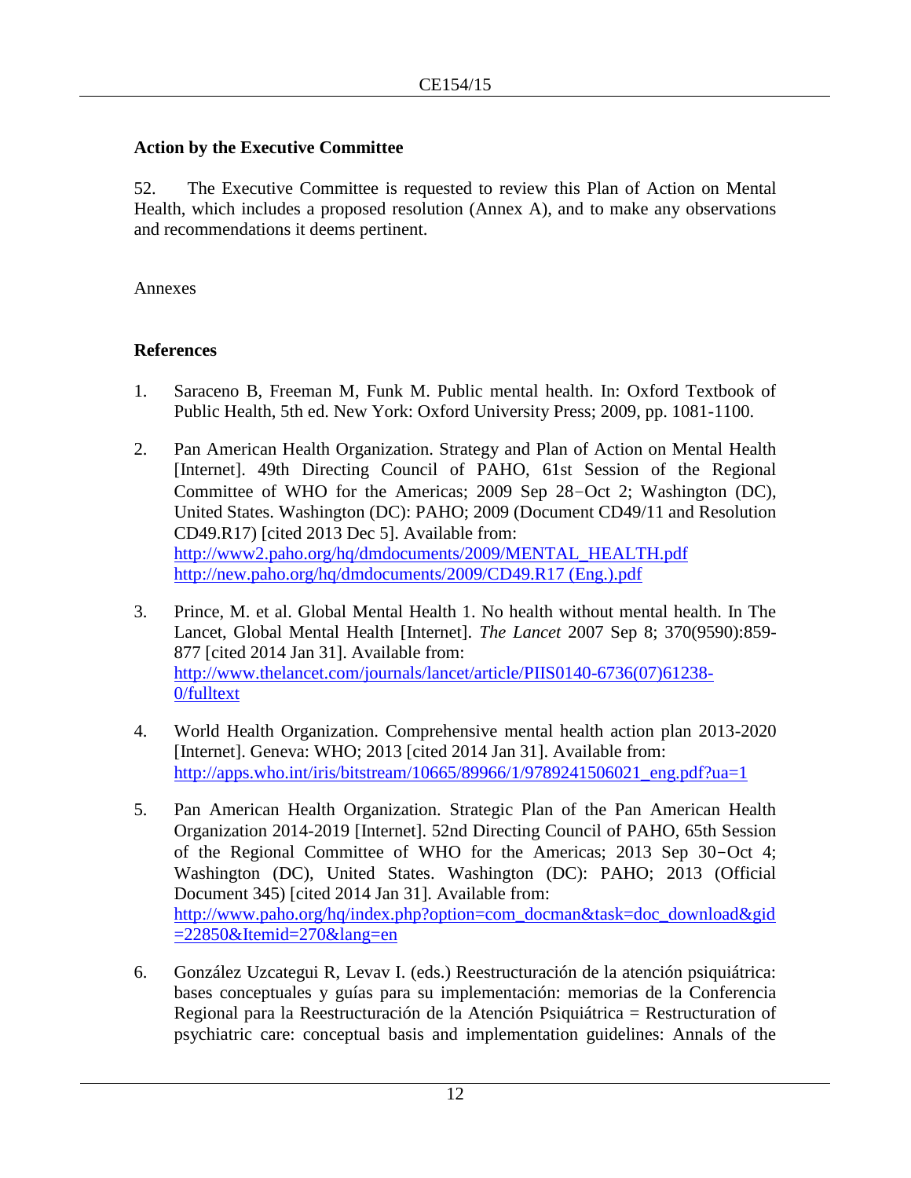## Action by the Executive Committee

52. The Executive Committee is requested to review this Plan of Action on Mental Health, which includes a proposed resolution (Annex A), and to make any observations and recommendations it deems pertinent.

Annexes

## References

1. Saraceno B, Freeman M, Funk M. Public mental health. In: Oxford Textbook of Public Health, 5th ed. New York: Oxford University Press; 2009, pp. 1081-1100.

2. Pan American Health Organization. Strategy and Plan of Action on Mental Health [Internet]. 49th Directing Council of PAHO, 61st Session of the Regional Committee of WHO for the Americas; 2009 Sep 28−Oct 2; Washington (DC), United States. Washington (DC): PAHO; 2009 (Document CD49/11 and Resolution CD49.R17) [cited 2013 Dec 5]. Available from: http://www2.paho.org/hq/dmdocuments/2009/MENTAL_HEALTH.pdf http://new.paho.org/hq/dmdocuments/2009/CD49.R17 (Eng.).pdf

3. Prince, M. et al. Global Mental Health 1. No health without mental health. In The Lancet, Global Mental Health [Internet]. *The Lancet* 2007 Sep 8; 370(9590):859-877 [cited 2014 Jan 31]. Available from: http://www.thelancet.com/journals/lancet/article/PIIS0140-6736(07)61238-0/fulltext

4. World Health Organization. Comprehensive mental health action plan 2013-2020 [Internet]. Geneva: WHO; 2013 [cited 2014 Jan 31]. Available from: http://apps.who.int/iris/bitstream/10665/89966/1/9789241506021_eng.pdf?ua=1

5. Pan American Health Organization. Strategic Plan of the Pan American Health Organization 2014-2019 [Internet]. 52nd Directing Council of PAHO, 65th Session of the Regional Committee of WHO for the Americas; 2013 Sep 30−Oct 4; Washington (DC), United States. Washington (DC): PAHO; 2013 (Official Document 345) [cited 2014 Jan 31]. Available from: http://www.paho.org/hq/index.php?option=com_docman&task=doc_download&gid=22850&Itemid=270&lang=en

6. González Uzcategui R, Levav I. (eds.) Reestructuración de la atención psiquiátrica: bases conceptuales y guías para su implementación: memorias de la Conferencia Regional para la Reestructuración de la Atención Psiquiátrica = Restructuration of psychiatric care: conceptual basis and implementation guidelines: Annals of the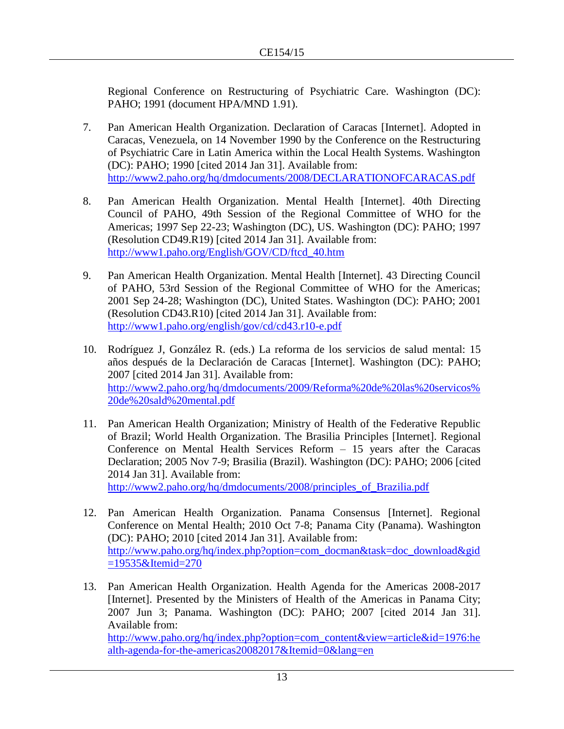Regional Conference on Restructuring of Psychiatric Care. Washington (DC): PAHO; 1991 (document HPA/MND 1.91).

7. Pan American Health Organization. Declaration of Caracas [Internet]. Adopted in Caracas, Venezuela, on 14 November 1990 by the Conference on the Restructuring of Psychiatric Care in Latin America within the Local Health Systems. Washington (DC): PAHO; 1990 [cited 2014 Jan 31]. Available from: http://www2.paho.org/hq/dmdocuments/2008/DECLARATIONOFCARACAS.pdf

8. Pan American Health Organization. Mental Health [Internet]. 40th Directing Council of PAHO, 49th Session of the Regional Committee of WHO for the Americas; 1997 Sep 22-23; Washington (DC), US. Washington (DC): PAHO; 1997 (Resolution CD49.R19) [cited 2014 Jan 31]. Available from: http://www1.paho.org/English/GOV/CD/ftcd_40.htm

9. Pan American Health Organization. Mental Health [Internet]. 43 Directing Council of PAHO, 53rd Session of the Regional Committee of WHO for the Americas; 2001 Sep 24-28; Washington (DC), United States. Washington (DC): PAHO; 2001 (Resolution CD43.R10) [cited 2014 Jan 31]. Available from: http://www1.paho.org/english/gov/cd/cd43.r10-e.pdf

10. Rodríguez J, González R. (eds.) La reforma de los servicios de salud mental: 15 años después de la Declaración de Caracas [Internet]. Washington (DC): PAHO; 2007 [cited 2014 Jan 31]. Available from: http://www2.paho.org/hq/dmdocuments/2009/Reforma%20de%20las%20servicos%20de%20sald%20mental.pdf

11. Pan American Health Organization; Ministry of Health of the Federative Republic of Brazil; World Health Organization. The Brasilia Principles [Internet]. Regional Conference on Mental Health Services Reform – 15 years after the Caracas Declaration; 2005 Nov 7-9; Brasilia (Brazil). Washington (DC): PAHO; 2006 [cited 2014 Jan 31]. Available from: http://www2.paho.org/hq/dmdocuments/2008/principles_of_Brazilia.pdf

12. Pan American Health Organization. Panama Consensus [Internet]. Regional Conference on Mental Health; 2010 Oct 7-8; Panama City (Panama). Washington (DC): PAHO; 2010 [cited 2014 Jan 31]. Available from: http://www.paho.org/hq/index.php?option=com_docman&task=doc_download&gid=19535&Itemid=270

13. Pan American Health Organization. Health Agenda for the Americas 2008-2017 [Internet]. Presented by the Ministers of Health of the Americas in Panama City; 2007 Jun 3; Panama. Washington (DC): PAHO; 2007 [cited 2014 Jan 31]. Available from: http://www.paho.org/hq/index.php?option=com_content&view=article&id=1976:health-agenda-for-the-americas20082017&Itemid=0&lang=en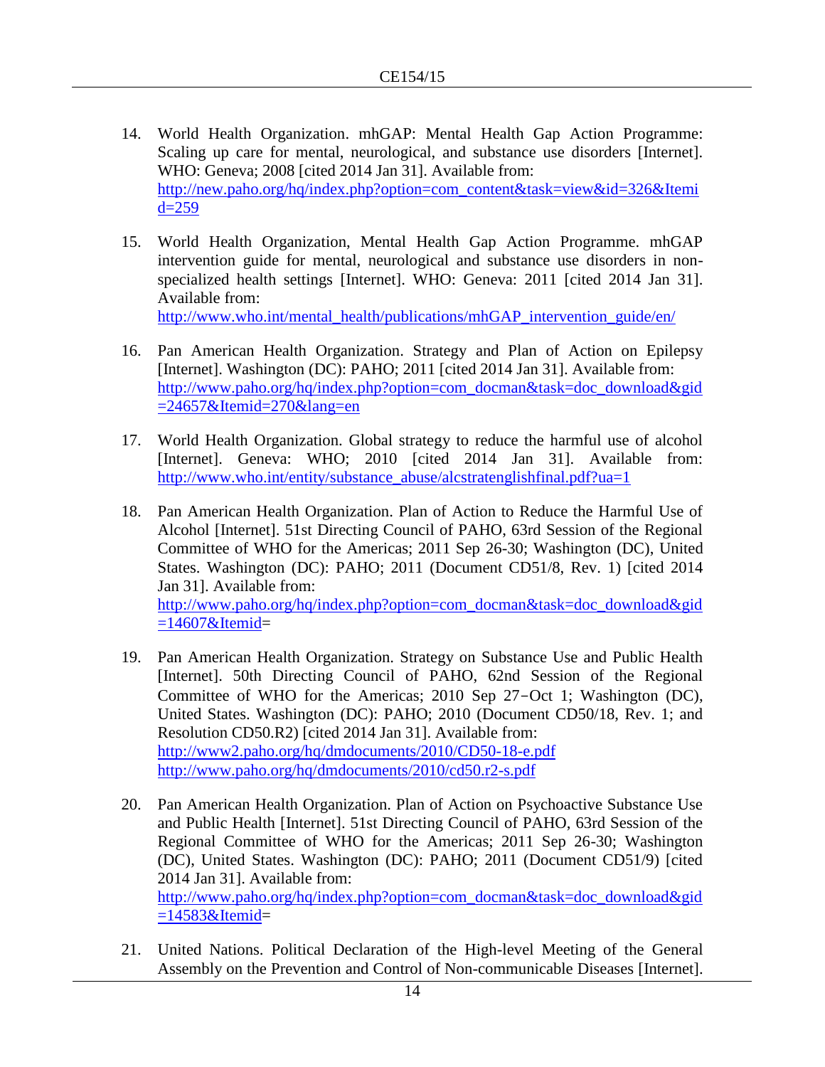14. World Health Organization. mhGAP: Mental Health Gap Action Programme: Scaling up care for mental, neurological, and substance use disorders [Internet]. WHO: Geneva; 2008 [cited 2014 Jan 31]. Available from: http://new.paho.org/hq/index.php?option=com_content&task=view&id=326&Itemid=259

15. World Health Organization, Mental Health Gap Action Programme. mhGAP intervention guide for mental, neurological and substance use disorders in non-specialized health settings [Internet]. WHO: Geneva: 2011 [cited 2014 Jan 31]. Available from: http://www.who.int/mental_health/publications/mhGAP_intervention_guide/en/

16. Pan American Health Organization. Strategy and Plan of Action on Epilepsy [Internet]. Washington (DC): PAHO; 2011 [cited 2014 Jan 31]. Available from: http://www.paho.org/hq/index.php?option=com_docman&task=doc_download&gid=24657&Itemid=270&lang=en

17. World Health Organization. Global strategy to reduce the harmful use of alcohol [Internet]. Geneva: WHO; 2010 [cited 2014 Jan 31]. Available from: http://www.who.int/entity/substance_abuse/alcstratenglishfinal.pdf?ua=1

18. Pan American Health Organization. Plan of Action to Reduce the Harmful Use of Alcohol [Internet]. 51st Directing Council of PAHO, 63rd Session of the Regional Committee of WHO for the Americas; 2011 Sep 26-30; Washington (DC), United States. Washington (DC): PAHO; 2011 (Document CD51/8, Rev. 1) [cited 2014 Jan 31]. Available from: http://www.paho.org/hq/index.php?option=com_docman&task=doc_download&gid=14607&Itemid=

19. Pan American Health Organization. Strategy on Substance Use and Public Health [Internet]. 50th Directing Council of PAHO, 62nd Session of the Regional Committee of WHO for the Americas; 2010 Sep 27−Oct 1; Washington (DC), United States. Washington (DC): PAHO; 2010 (Document CD50/18, Rev. 1; and Resolution CD50.R2) [cited 2014 Jan 31]. Available from: http://www2.paho.org/hq/dmdocuments/2010/CD50-18-e.pdf http://www.paho.org/hq/dmdocuments/2010/cd50.r2-s.pdf

20. Pan American Health Organization. Plan of Action on Psychoactive Substance Use and Public Health [Internet]. 51st Directing Council of PAHO, 63rd Session of the Regional Committee of WHO for the Americas; 2011 Sep 26-30; Washington (DC), United States. Washington (DC): PAHO; 2011 (Document CD51/9) [cited 2014 Jan 31]. Available from: http://www.paho.org/hq/index.php?option=com_docman&task=doc_download&gid=14583&Itemid=

21. United Nations. Political Declaration of the High-level Meeting of the General Assembly on the Prevention and Control of Non-communicable Diseases [Internet].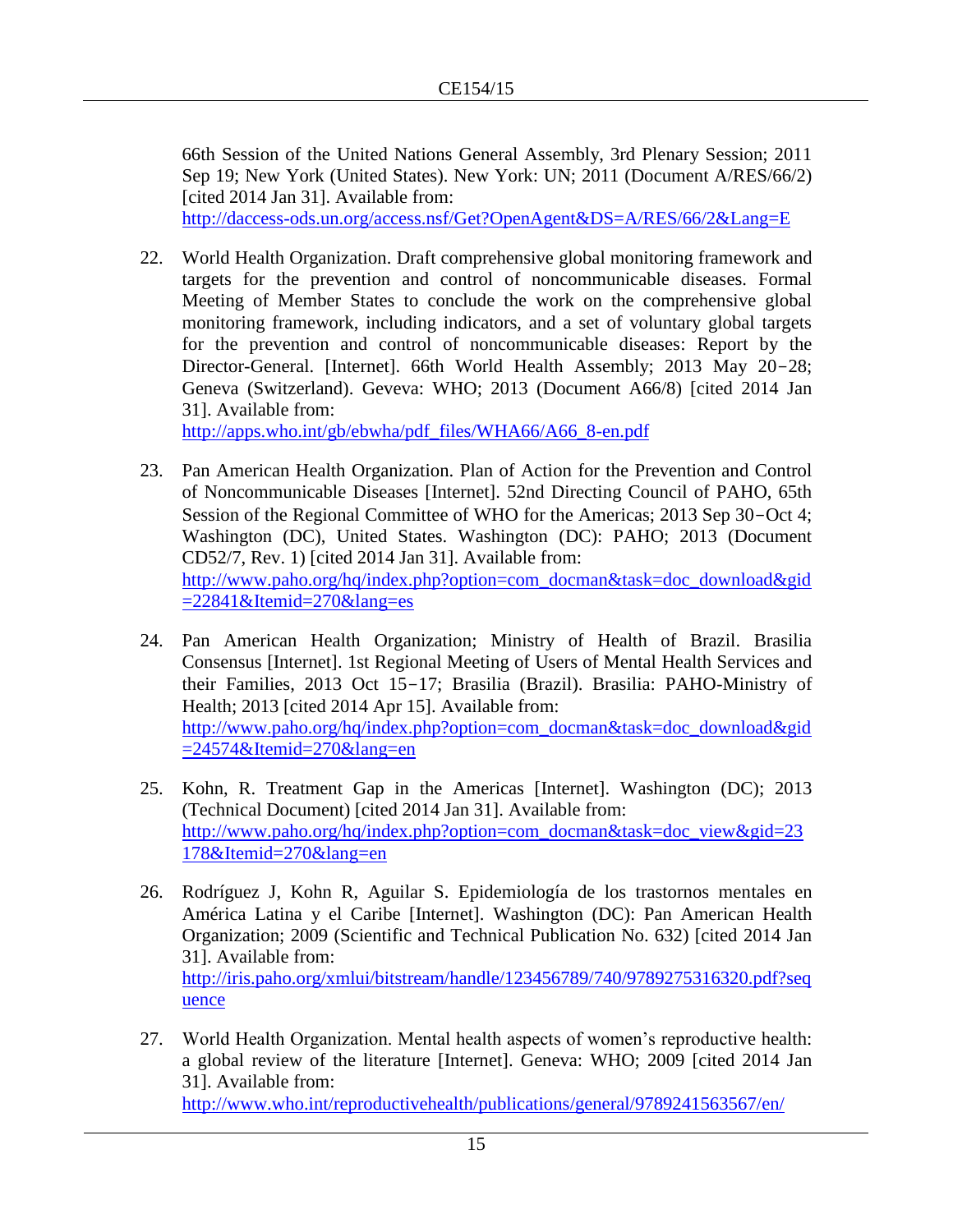66th Session of the United Nations General Assembly, 3rd Plenary Session; 2011 Sep 19; New York (United States). New York: UN; 2011 (Document A/RES/66/2) [cited 2014 Jan 31]. Available from: http://daccess-ods.un.org/access.nsf/Get?OpenAgent&DS=A/RES/66/2&Lang=E

22. World Health Organization. Draft comprehensive global monitoring framework and targets for the prevention and control of noncommunicable diseases. Formal Meeting of Member States to conclude the work on the comprehensive global monitoring framework, including indicators, and a set of voluntary global targets for the prevention and control of noncommunicable diseases: Report by the Director-General. [Internet]. 66th World Health Assembly; 2013 May 20−28; Geneva (Switzerland). Geveva: WHO; 2013 (Document A66/8) [cited 2014 Jan 31]. Available from: http://apps.who.int/gb/ebwha/pdf_files/WHA66/A66_8-en.pdf

23. Pan American Health Organization. Plan of Action for the Prevention and Control of Noncommunicable Diseases [Internet]. 52nd Directing Council of PAHO, 65th Session of the Regional Committee of WHO for the Americas; 2013 Sep 30−Oct 4; Washington (DC), United States. Washington (DC): PAHO; 2013 (Document CD52/7, Rev. 1) [cited 2014 Jan 31]. Available from: http://www.paho.org/hq/index.php?option=com_docman&task=doc_download&gid=22841&Itemid=270&lang=es

24. Pan American Health Organization; Ministry of Health of Brazil. Brasilia Consensus [Internet]. 1st Regional Meeting of Users of Mental Health Services and their Families, 2013 Oct 15−17; Brasilia (Brazil). Brasilia: PAHO-Ministry of Health; 2013 [cited 2014 Apr 15]. Available from: http://www.paho.org/hq/index.php?option=com_docman&task=doc_download&gid=24574&Itemid=270&lang=en

25. Kohn, R. Treatment Gap in the Americas [Internet]. Washington (DC); 2013 (Technical Document) [cited 2014 Jan 31]. Available from: http://www.paho.org/hq/index.php?option=com_docman&task=doc_view&gid=23178&Itemid=270&lang=en

26. Rodríguez J, Kohn R, Aguilar S. Epidemiología de los trastornos mentales en América Latina y el Caribe [Internet]. Washington (DC): Pan American Health Organization; 2009 (Scientific and Technical Publication No. 632) [cited 2014 Jan 31]. Available from: http://iris.paho.org/xmlui/bitstream/handle/123456789/740/9789275316320.pdf?sequence

27. World Health Organization. Mental health aspects of women's reproductive health: a global review of the literature [Internet]. Geneva: WHO; 2009 [cited 2014 Jan 31]. Available from: http://www.who.int/reproductivehealth/publications/general/9789241563567/en/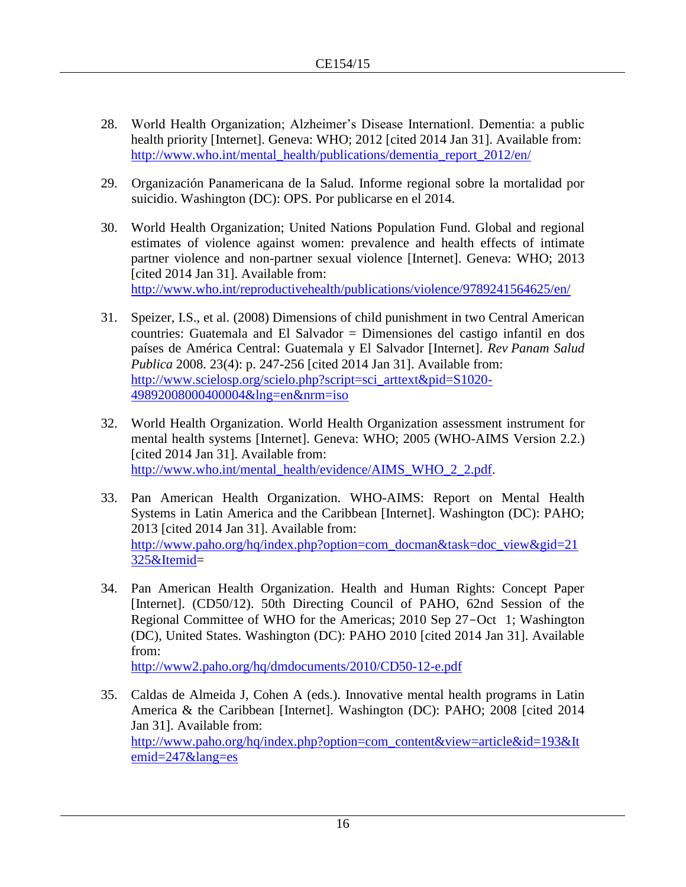28. World Health Organization; Alzheimer's Disease Internationl. Dementia: a public health priority [Internet]. Geneva: WHO; 2012 [cited 2014 Jan 31]. Available from: http://www.who.int/mental_health/publications/dementia_report_2012/en/

29. Organización Panamericana de la Salud. Informe regional sobre la mortalidad por suicidio. Washington (DC): OPS. Por publicarse en el 2014.

30. World Health Organization; United Nations Population Fund. Global and regional estimates of violence against women: prevalence and health effects of intimate partner violence and non-partner sexual violence [Internet]. Geneva: WHO; 2013 [cited 2014 Jan 31]. Available from: http://www.who.int/reproductivehealth/publications/violence/9789241564625/en/

31. Speizer, I.S., et al. (2008) Dimensions of child punishment in two Central American countries: Guatemala and El Salvador = Dimensiones del castigo infantil en dos países de América Central: Guatemala y El Salvador [Internet]. *Rev Panam Salud Publica* 2008. 23(4): p. 247-256 [cited 2014 Jan 31]. Available from: http://www.scielosp.org/scielo.php?script=sci_arttext&pid=S1020-49892008000400004&lng=en&nrm=iso

32. World Health Organization. World Health Organization assessment instrument for mental health systems [Internet]. Geneva: WHO; 2005 (WHO-AIMS Version 2.2.) [cited 2014 Jan 31]. Available from: http://www.who.int/mental_health/evidence/AIMS_WHO_2_2.pdf.

33. Pan American Health Organization. WHO-AIMS: Report on Mental Health Systems in Latin America and the Caribbean [Internet]. Washington (DC): PAHO; 2013 [cited 2014 Jan 31]. Available from: http://www.paho.org/hq/index.php?option=com_docman&task=doc_view&gid=21325&Itemid=

34. Pan American Health Organization. Health and Human Rights: Concept Paper [Internet]. (CD50/12). 50th Directing Council of PAHO, 62nd Session of the Regional Committee of WHO for the Americas; 2010 Sep 27−Oct 1; Washington (DC), United States. Washington (DC): PAHO 2010 [cited 2014 Jan 31]. Available from: http://www2.paho.org/hq/dmdocuments/2010/CD50-12-e.pdf

35. Caldas de Almeida J, Cohen A (eds.). Innovative mental health programs in Latin America & the Caribbean [Internet]. Washington (DC): PAHO; 2008 [cited 2014 Jan 31]. Available from: http://www.paho.org/hq/index.php?option=com_content&view=article&id=193&Itemid=247&lang=es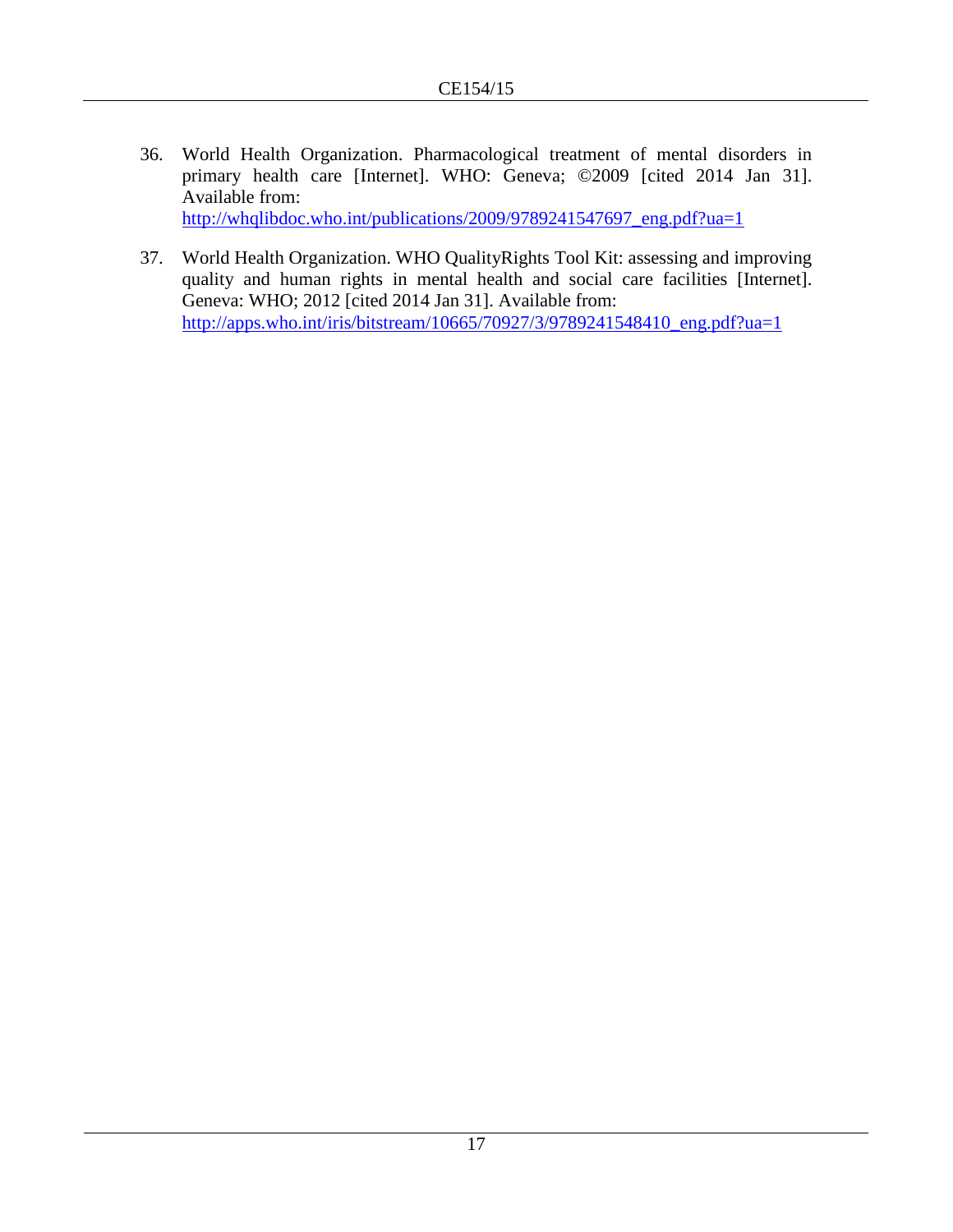36. World Health Organization. Pharmacological treatment of mental disorders in primary health care [Internet]. WHO: Geneva; ©2009 [cited 2014 Jan 31]. Available from: http://whqlibdoc.who.int/publications/2009/9789241547697_eng.pdf?ua=1

37. World Health Organization. WHO QualityRights Tool Kit: assessing and improving quality and human rights in mental health and social care facilities [Internet]. Geneva: WHO; 2012 [cited 2014 Jan 31]. Available from: http://apps.who.int/iris/bitstream/10665/70927/3/9789241548410_eng.pdf?ua=1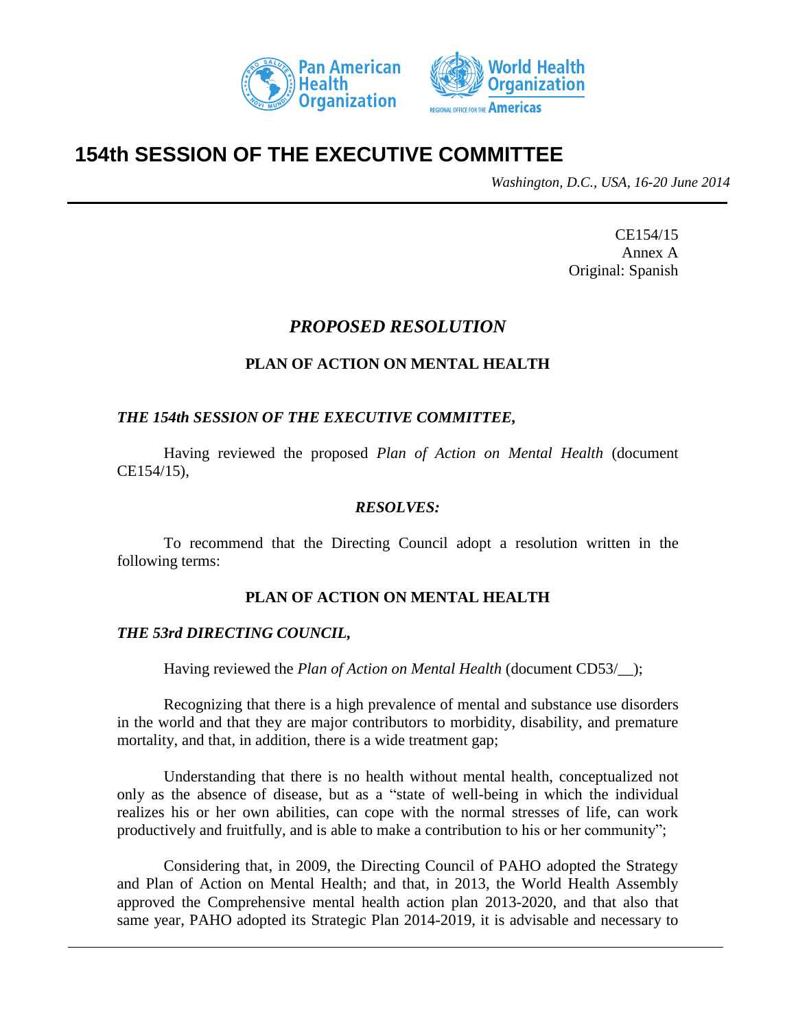# 154th SESSION OF THE EXECUTIVE COMMITTEE

*Washington, D.C., USA, 16-20 June 2014*

CE154/15
Annex A
Original: Spanish

## *PROPOSED RESOLUTION*

### PLAN OF ACTION ON MENTAL HEALTH

***THE 154th SESSION OF THE EXECUTIVE COMMITTEE,***

Having reviewed the proposed *Plan of Action on Mental Health* (document CE154/15),

***RESOLVES:***

To recommend that the Directing Council adopt a resolution written in the following terms:

### PLAN OF ACTION ON MENTAL HEALTH

***THE 53rd DIRECTING COUNCIL,***

Having reviewed the *Plan of Action on Mental Health* (document CD53/__);

Recognizing that there is a high prevalence of mental and substance use disorders in the world and that they are major contributors to morbidity, disability, and premature mortality, and that, in addition, there is a wide treatment gap;

Understanding that there is no health without mental health, conceptualized not only as the absence of disease, but as a "state of well-being in which the individual realizes his or her own abilities, can cope with the normal stresses of life, can work productively and fruitfully, and is able to make a contribution to his or her community";

Considering that, in 2009, the Directing Council of PAHO adopted the Strategy and Plan of Action on Mental Health; and that, in 2013, the World Health Assembly approved the Comprehensive mental health action plan 2013-2020, and that also that same year, PAHO adopted its Strategic Plan 2014-2019, it is advisable and necessary to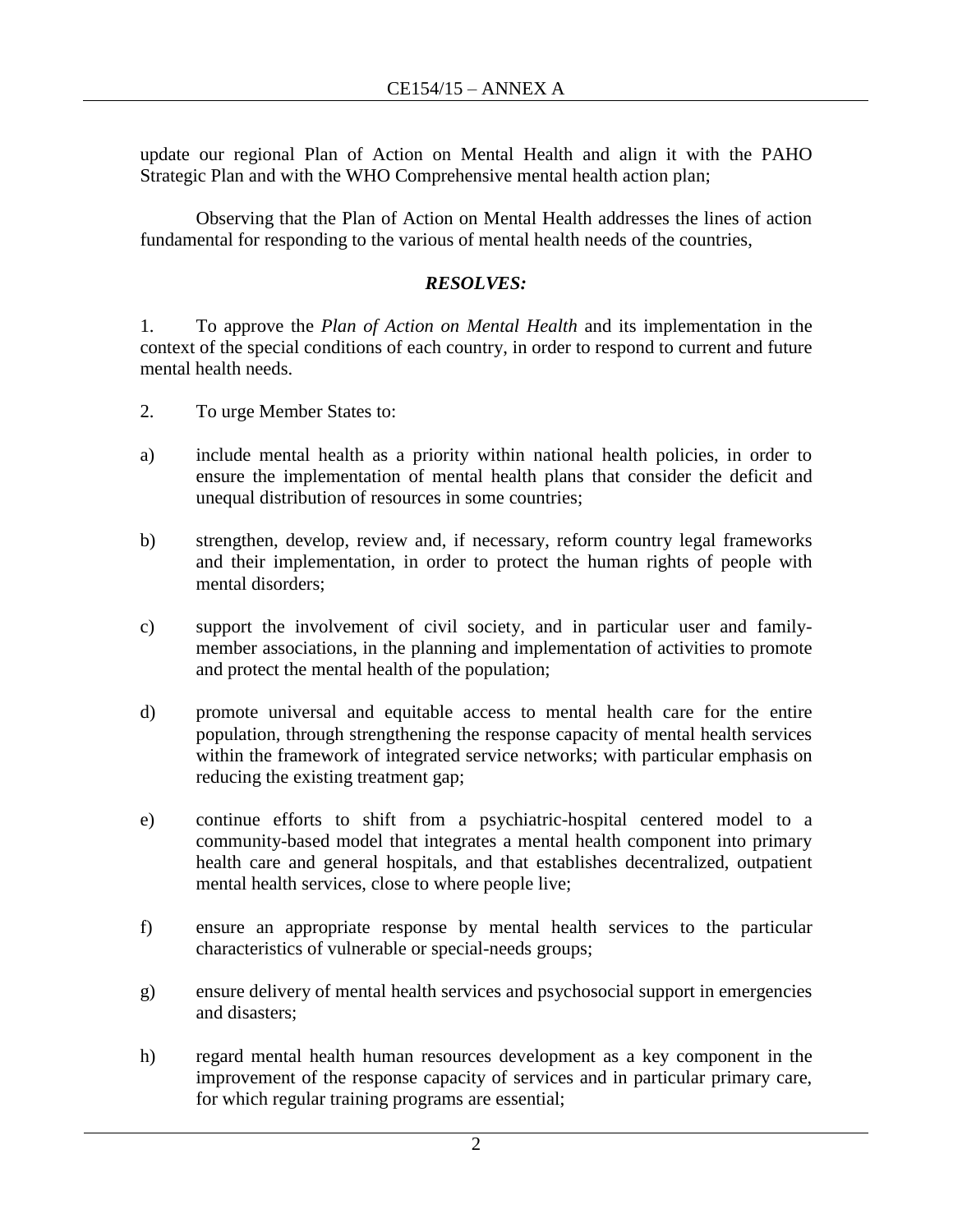update our regional Plan of Action on Mental Health and align it with the PAHO Strategic Plan and with the WHO Comprehensive mental health action plan;

Observing that the Plan of Action on Mental Health addresses the lines of action fundamental for responding to the various of mental health needs of the countries,

***RESOLVES:***

1. To approve the *Plan of Action on Mental Health* and its implementation in the context of the special conditions of each country, in order to respond to current and future mental health needs.

2. To urge Member States to:

a) include mental health as a priority within national health policies, in order to ensure the implementation of mental health plans that consider the deficit and unequal distribution of resources in some countries;

b) strengthen, develop, review and, if necessary, reform country legal frameworks and their implementation, in order to protect the human rights of people with mental disorders;

c) support the involvement of civil society, and in particular user and family-member associations, in the planning and implementation of activities to promote and protect the mental health of the population;

d) promote universal and equitable access to mental health care for the entire population, through strengthening the response capacity of mental health services within the framework of integrated service networks; with particular emphasis on reducing the existing treatment gap;

e) continue efforts to shift from a psychiatric-hospital centered model to a community-based model that integrates a mental health component into primary health care and general hospitals, and that establishes decentralized, outpatient mental health services, close to where people live;

f) ensure an appropriate response by mental health services to the particular characteristics of vulnerable or special-needs groups;

g) ensure delivery of mental health services and psychosocial support in emergencies and disasters;

h) regard mental health human resources development as a key component in the improvement of the response capacity of services and in particular primary care, for which regular training programs are essential;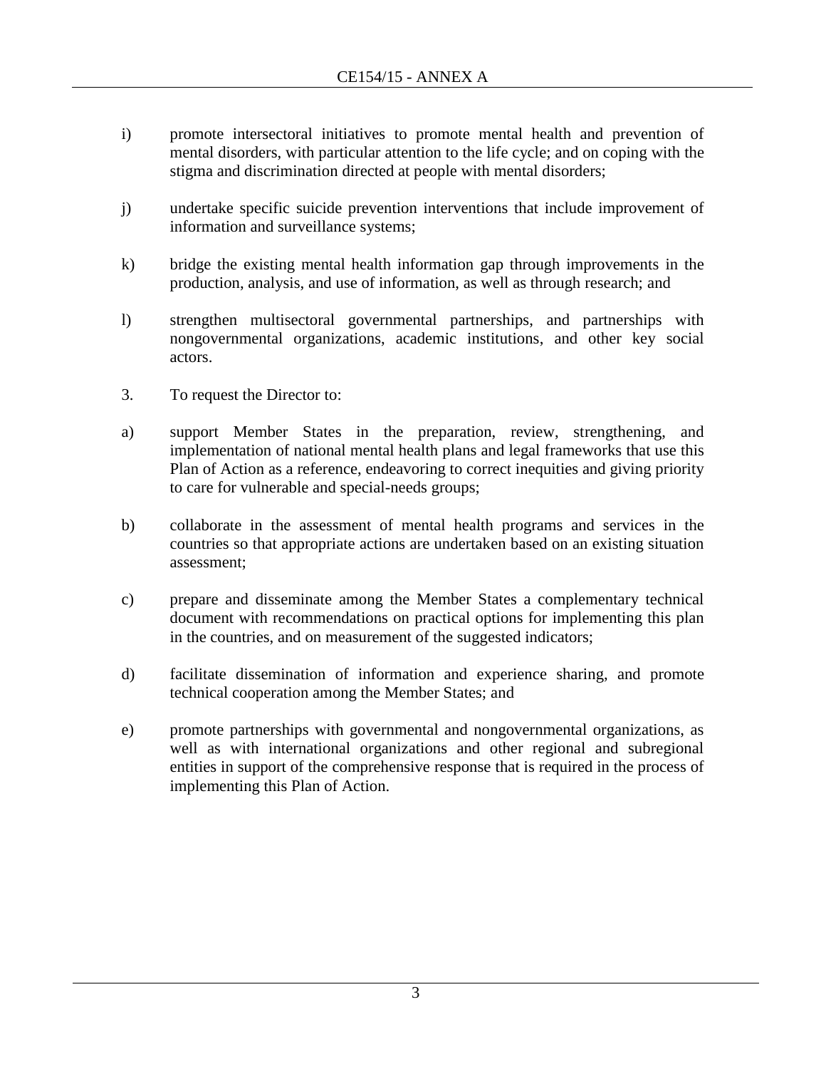i) promote intersectoral initiatives to promote mental health and prevention of mental disorders, with particular attention to the life cycle; and on coping with the stigma and discrimination directed at people with mental disorders;

j) undertake specific suicide prevention interventions that include improvement of information and surveillance systems;

k) bridge the existing mental health information gap through improvements in the production, analysis, and use of information, as well as through research; and

l) strengthen multisectoral governmental partnerships, and partnerships with nongovernmental organizations, academic institutions, and other key social actors.

3. To request the Director to:

a) support Member States in the preparation, review, strengthening, and implementation of national mental health plans and legal frameworks that use this Plan of Action as a reference, endeavoring to correct inequities and giving priority to care for vulnerable and special-needs groups;

b) collaborate in the assessment of mental health programs and services in the countries so that appropriate actions are undertaken based on an existing situation assessment;

c) prepare and disseminate among the Member States a complementary technical document with recommendations on practical options for implementing this plan in the countries, and on measurement of the suggested indicators;

d) facilitate dissemination of information and experience sharing, and promote technical cooperation among the Member States; and

e) promote partnerships with governmental and nongovernmental organizations, as well as with international organizations and other regional and subregional entities in support of the comprehensive response that is required in the process of implementing this Plan of Action.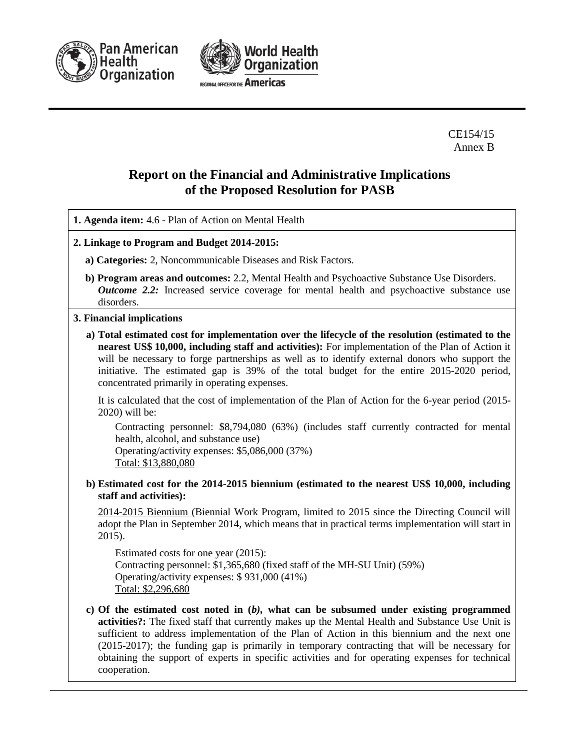CE154/15
Annex B

# Report on the Financial and Administrative Implications of the Proposed Resolution for PASB

**1. Agenda item:** 4.6 - Plan of Action on Mental Health

**2. Linkage to Program and Budget 2014-2015:**

**a) Categories:** 2, Noncommunicable Diseases and Risk Factors.

**b) Program areas and outcomes:** 2.2, Mental Health and Psychoactive Substance Use Disorders.
***Outcome 2.2:*** Increased service coverage for mental health and psychoactive substance use disorders.

**3. Financial implications**

**a) Total estimated cost for implementation over the lifecycle of the resolution (estimated to the nearest US$ 10,000, including staff and activities):** For implementation of the Plan of Action it will be necessary to forge partnerships as well as to identify external donors who support the initiative. The estimated gap is 39% of the total budget for the entire 2015-2020 period, concentrated primarily in operating expenses.

It is calculated that the cost of implementation of the Plan of Action for the 6-year period (2015-2020) will be:

Contracting personnel: $8,794,080 (63%) (includes staff currently contracted for mental health, alcohol, and substance use)
Operating/activity expenses: $5,086,000 (37%)
Total: $13,880,080

**b) Estimated cost for the 2014-2015 biennium (estimated to the nearest US$ 10,000, including staff and activities):**

2014-2015 Biennium (Biennial Work Program, limited to 2015 since the Directing Council will adopt the Plan in September 2014, which means that in practical terms implementation will start in 2015).

Estimated costs for one year (2015):
Contracting personnel: $1,365,680 (fixed staff of the MH-SU Unit) (59%)
Operating/activity expenses: $ 931,000 (41%)
Total: $2,296,680

**c) Of the estimated cost noted in (*b*), what can be subsumed under existing programmed activities?:** The fixed staff that currently makes up the Mental Health and Substance Use Unit is sufficient to address implementation of the Plan of Action in this biennium and the next one (2015-2017); the funding gap is primarily in temporary contracting that will be necessary for obtaining the support of experts in specific activities and for operating expenses for technical cooperation.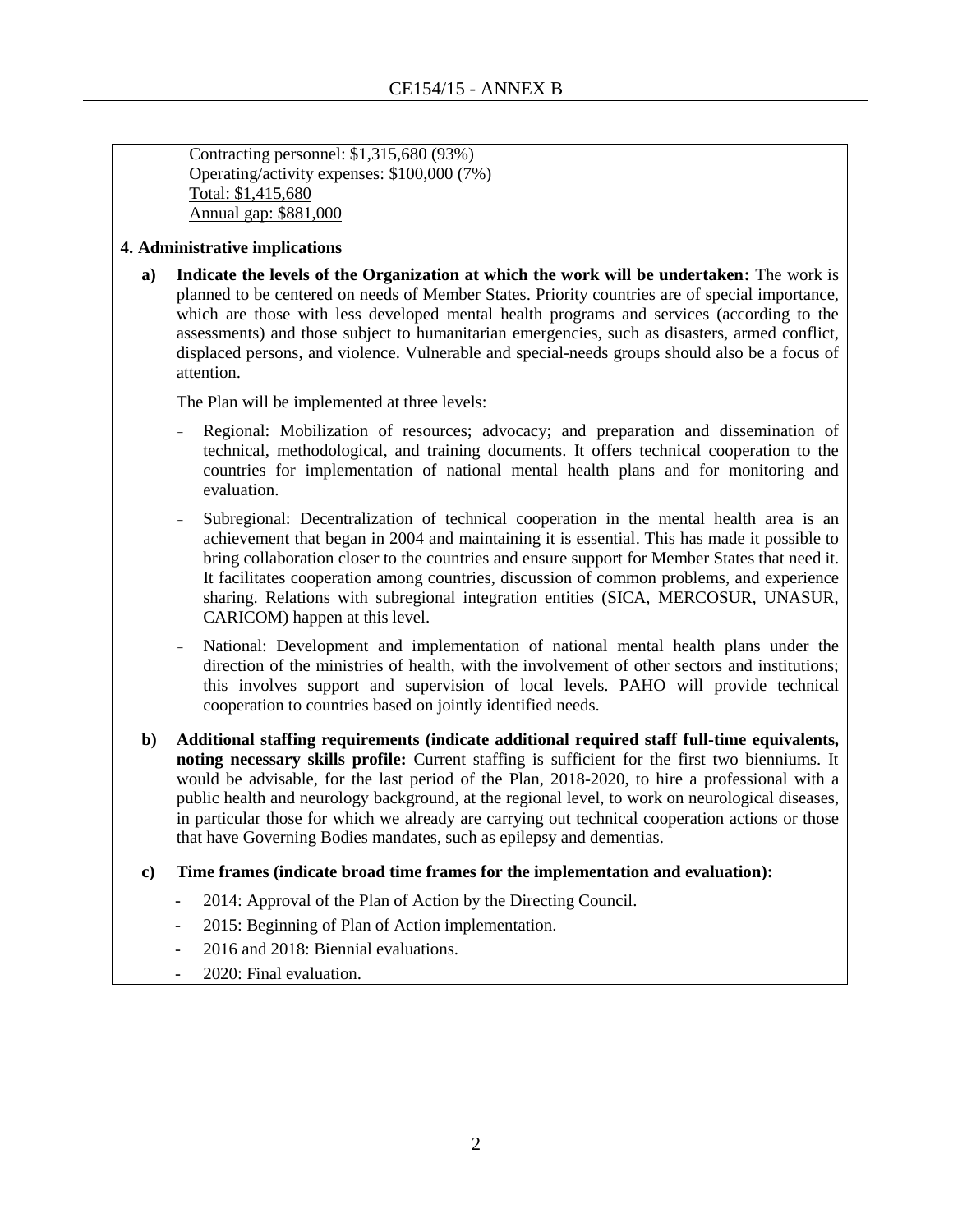Contracting personnel: $1,315,680 (93%)
Operating/activity expenses: $100,000 (7%)
Total: $1,415,680
Annual gap: $881,000

**4. Administrative implications**

**a) Indicate the levels of the Organization at which the work will be undertaken:** The work is planned to be centered on needs of Member States. Priority countries are of special importance, which are those with less developed mental health programs and services (according to the assessments) and those subject to humanitarian emergencies, such as disasters, armed conflict, displaced persons, and violence. Vulnerable and special-needs groups should also be a focus of attention.

The Plan will be implemented at three levels:

- Regional: Mobilization of resources; advocacy; and preparation and dissemination of technical, methodological, and training documents. It offers technical cooperation to the countries for implementation of national mental health plans and for monitoring and evaluation.
- Subregional: Decentralization of technical cooperation in the mental health area is an achievement that began in 2004 and maintaining it is essential. This has made it possible to bring collaboration closer to the countries and ensure support for Member States that need it. It facilitates cooperation among countries, discussion of common problems, and experience sharing. Relations with subregional integration entities (SICA, MERCOSUR, UNASUR, CARICOM) happen at this level.
- National: Development and implementation of national mental health plans under the direction of the ministries of health, with the involvement of other sectors and institutions; this involves support and supervision of local levels. PAHO will provide technical cooperation to countries based on jointly identified needs.

**b) Additional staffing requirements (indicate additional required staff full-time equivalents, noting necessary skills profile:** Current staffing is sufficient for the first two bienniums. It would be advisable, for the last period of the Plan, 2018-2020, to hire a professional with a public health and neurology background, at the regional level, to work on neurological diseases, in particular those for which we already are carrying out technical cooperation actions or those that have Governing Bodies mandates, such as epilepsy and dementias.

**c) Time frames (indicate broad time frames for the implementation and evaluation):**

- 2014: Approval of the Plan of Action by the Directing Council.
- 2015: Beginning of Plan of Action implementation.
- 2016 and 2018: Biennial evaluations.
- 2020: Final evaluation.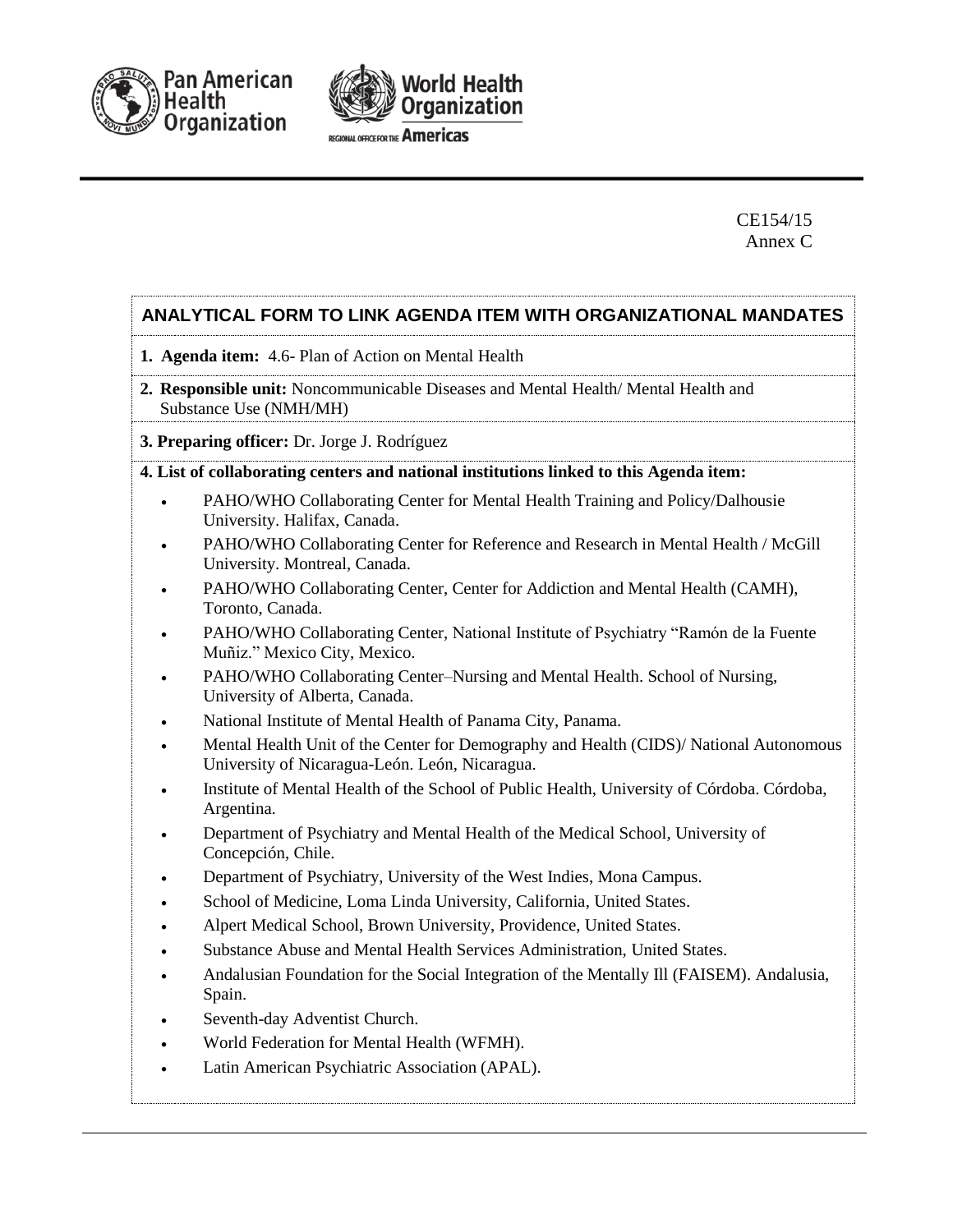CE154/15
Annex C

## ANALYTICAL FORM TO LINK AGENDA ITEM WITH ORGANIZATIONAL MANDATES

**1. Agenda item:** 4.6- Plan of Action on Mental Health

**2. Responsible unit:** Noncommunicable Diseases and Mental Health/ Mental Health and Substance Use (NMH/MH)

**3. Preparing officer:** Dr. Jorge J. Rodríguez

**4. List of collaborating centers and national institutions linked to this Agenda item:**

- PAHO/WHO Collaborating Center for Mental Health Training and Policy/Dalhousie University. Halifax, Canada.
- PAHO/WHO Collaborating Center for Reference and Research in Mental Health / McGill University. Montreal, Canada.
- PAHO/WHO Collaborating Center, Center for Addiction and Mental Health (CAMH), Toronto, Canada.
- PAHO/WHO Collaborating Center, National Institute of Psychiatry "Ramón de la Fuente Muñiz." Mexico City, Mexico.
- PAHO/WHO Collaborating Center–Nursing and Mental Health. School of Nursing, University of Alberta, Canada.
- National Institute of Mental Health of Panama City, Panama.
- Mental Health Unit of the Center for Demography and Health (CIDS)/ National Autonomous University of Nicaragua-León. León, Nicaragua.
- Institute of Mental Health of the School of Public Health, University of Córdoba. Córdoba, Argentina.
- Department of Psychiatry and Mental Health of the Medical School, University of Concepción, Chile.
- Department of Psychiatry, University of the West Indies, Mona Campus.
- School of Medicine, Loma Linda University, California, United States.
- Alpert Medical School, Brown University, Providence, United States.
- Substance Abuse and Mental Health Services Administration, United States.
- Andalusian Foundation for the Social Integration of the Mentally Ill (FAISEM). Andalusia, Spain.
- Seventh-day Adventist Church.
- World Federation for Mental Health (WFMH).
- Latin American Psychiatric Association (APAL).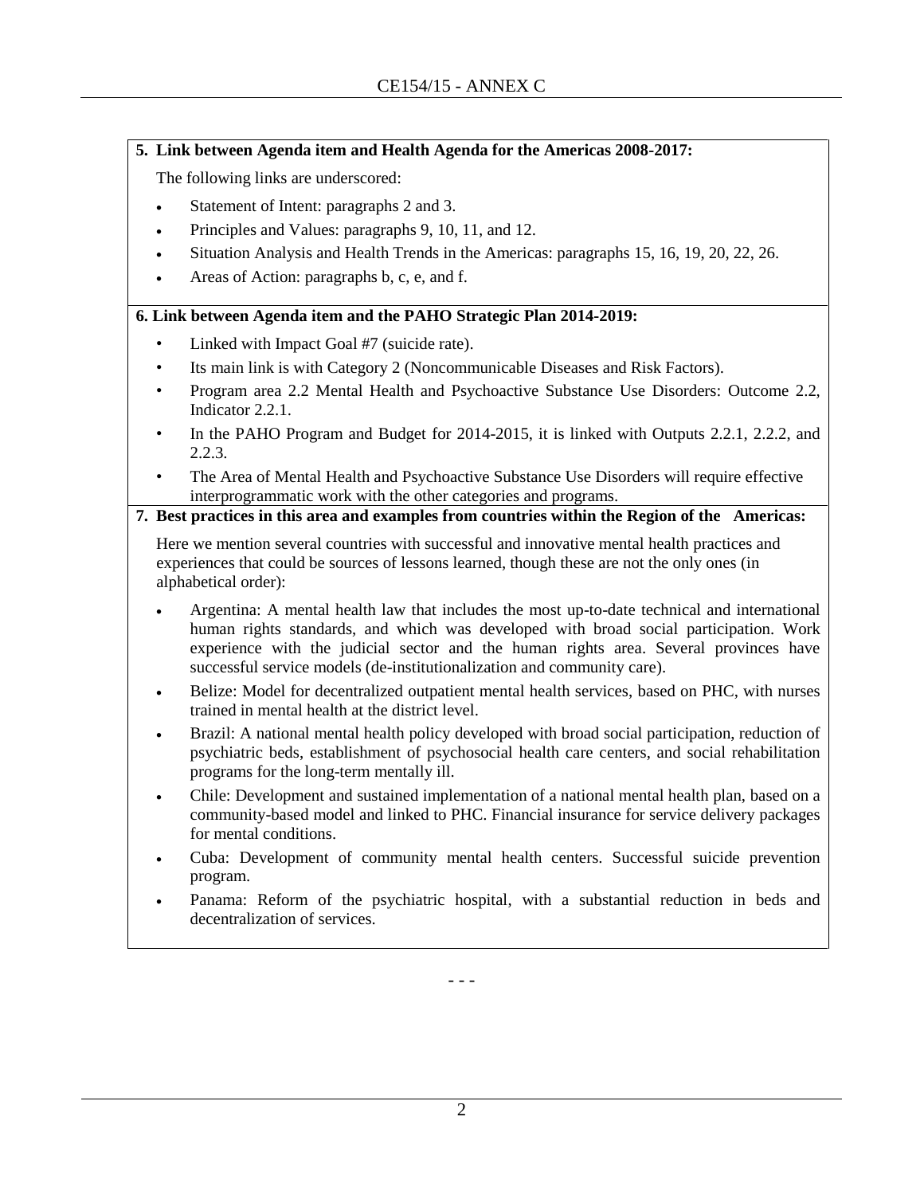**5. Link between Agenda item and Health Agenda for the Americas 2008-2017:**

The following links are underscored:

- Statement of Intent: paragraphs 2 and 3.
- Principles and Values: paragraphs 9, 10, 11, and 12.
- Situation Analysis and Health Trends in the Americas: paragraphs 15, 16, 19, 20, 22, 26.
- Areas of Action: paragraphs b, c, e, and f.

**6. Link between Agenda item and the PAHO Strategic Plan 2014-2019:**

- Linked with Impact Goal #7 (suicide rate).
- Its main link is with Category 2 (Noncommunicable Diseases and Risk Factors).
- Program area 2.2 Mental Health and Psychoactive Substance Use Disorders: Outcome 2.2, Indicator 2.2.1.
- In the PAHO Program and Budget for 2014-2015, it is linked with Outputs 2.2.1, 2.2.2, and 2.2.3.
- The Area of Mental Health and Psychoactive Substance Use Disorders will require effective interprogrammatic work with the other categories and programs.

**7. Best practices in this area and examples from countries within the Region of the Americas:**

Here we mention several countries with successful and innovative mental health practices and experiences that could be sources of lessons learned, though these are not the only ones (in alphabetical order):

- Argentina: A mental health law that includes the most up-to-date technical and international human rights standards, and which was developed with broad social participation. Work experience with the judicial sector and the human rights area. Several provinces have successful service models (de-institutionalization and community care).
- Belize: Model for decentralized outpatient mental health services, based on PHC, with nurses trained in mental health at the district level.
- Brazil: A national mental health policy developed with broad social participation, reduction of psychiatric beds, establishment of psychosocial health care centers, and social rehabilitation programs for the long-term mentally ill.
- Chile: Development and sustained implementation of a national mental health plan, based on a community-based model and linked to PHC. Financial insurance for service delivery packages for mental conditions.
- Cuba: Development of community mental health centers. Successful suicide prevention program.
- Panama: Reform of the psychiatric hospital, with a substantial reduction in beds and decentralization of services.

- - -